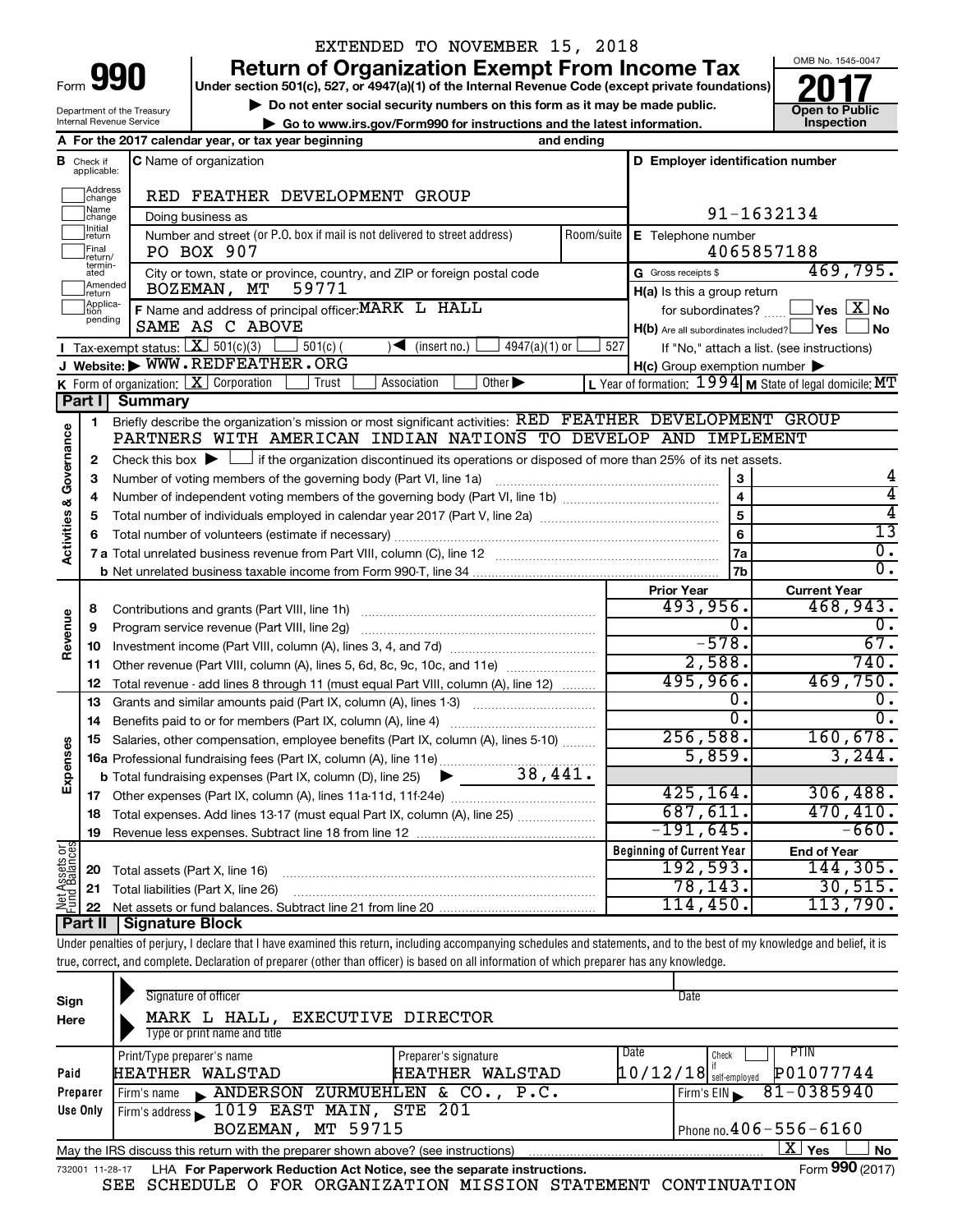EXTENDED TO NOVEMBER 15, 2018

# Form 990 — Return of Organization Exempt From Income Tax (2017)

Under section 501(c), 527, or 4947(a)(1) of the Internal Revenue Code (except private foundations)

▶ Do not enter social security numbers on this form as it may be made public.

▶ Go to www.irs.gov/Form990 for instructions and the latest information.

Department of the Treasury, Internal Revenue Service

OMB No. 1545-0047 — Open to Public Inspection

**A** For the 2017 calendar year, or tax year beginning and ending

**B** Check if applicable: Address change, Name change, Initial return, Final return/terminated, Amended return, Application pending

**C** Name of organization: RED FEATHER DEVELOPMENT GROUP

Doing business as

Number and street (or P.O. box if mail is not delivered to street address): PO BOX 907 — Room/suite

City or town, state or province, country, and ZIP or foreign postal code: BOZEMAN, MT 59771

**D** Employer identification number: 91-1632134

**E** Telephone number: 4065857188

**G** Gross receipts $ 469,795.

**F** Name and address of principal officer: MARK L HALL, SAME AS C ABOVE

**H(a)** Is this a group return for subordinates? ☐ Yes ☒ No

**H(b)** Are all subordinates included? ☐ Yes ☐ No — If "No," attach a list. (see instructions)

**H(c)** Group exemption number ▶

**I** Tax-exempt status: ☒ 501(c)(3) ☐ 501(c) ( ) ◀ (insert no.) ☐ 4947(a)(1) or ☐ 527

**J** Website: ▶ WWW.REDFEATHER.ORG

**K** Form of organization: ☒ Corporation ☐ Trust ☐ Association ☐ Other ▶

**L** Year of formation: 1994 **M** State of legal domicile: MT

## Part I Summary

**Activities & Governance**

1. Briefly describe the organization's mission or most significant activities: RED FEATHER DEVELOPMENT GROUP PARTNERS WITH AMERICAN INDIAN NATIONS TO DEVELOP AND IMPLEMENT
2. Check this box ▶ ☐ if the organization discontinued its operations or disposed of more than 25% of its net assets.

| Line | Description | | Value |
|---|---|---|---|
| 3 | Number of voting members of the governing body (Part VI, line 1a) | 3 | 4 |
| 4 | Number of independent voting members of the governing body (Part VI, line 1b) | 4 | 4 |
| 5 | Total number of individuals employed in calendar year 2017 (Part V, line 2a) | 5 | 4 |
| 6 | Total number of volunteers (estimate if necessary) | 6 | 13 |
| 7a | Total unrelated business revenue from Part VIII, column (C), line 12 | 7a | 0. |
| 7b | Net unrelated business taxable income from Form 990-T, line 34 | 7b | 0. |

| Line | Description | Prior Year | Current Year |
|---|---|---|---|
| **Revenue** | | | |
| 8 | Contributions and grants (Part VIII, line 1h) | 493,956. | 468,943. |
| 9 | Program service revenue (Part VIII, line 2g) | 0. | 0. |
| 10 | Investment income (Part VIII, column (A), lines 3, 4, and 7d) | -578. | 67. |
| 11 | Other revenue (Part VIII, column (A), lines 5, 6d, 8c, 9c, 10c, and 11e) | 2,588. | 740. |
| 12 | Total revenue - add lines 8 through 11 (must equal Part VIII, column (A), line 12) | 495,966. | 469,750. |
| **Expenses** | | | |
| 13 | Grants and similar amounts paid (Part IX, column (A), lines 1-3) | 0. | 0. |
| 14 | Benefits paid to or for members (Part IX, column (A), line 4) | 0. | 0. |
| 15 | Salaries, other compensation, employee benefits (Part IX, column (A), lines 5-10) | 256,588. | 160,678. |
| 16a | Professional fundraising fees (Part IX, column (A), line 11e) | 5,859. | 3,244. |
| b | Total fundraising expenses (Part IX, column (D), line 25) ▶ 38,441. | | |
| 17 | Other expenses (Part IX, column (A), lines 11a-11d, 11f-24e) | 425,164. | 306,488. |
| 18 | Total expenses. Add lines 13-17 (must equal Part IX, column (A), line 25) | 687,611. | 470,410. |
| 19 | Revenue less expenses. Subtract line 18 from line 12 | -191,645. | -660. |

| Line | Net Assets or Fund Balances | Beginning of Current Year | End of Year |
|---|---|---|---|
| 20 | Total assets (Part X, line 16) | 192,593. | 144,305. |
| 21 | Total liabilities (Part X, line 26) | 78,143. | 30,515. |
| 22 | Net assets or fund balances. Subtract line 21 from line 20 | 114,450. | 113,790. |

## Part II Signature Block

Under penalties of perjury, I declare that I have examined this return, including accompanying schedules and statements, and to the best of my knowledge and belief, it is true, correct, and complete. Declaration of preparer (other than officer) is based on all information of which preparer has any knowledge.

**Sign Here**

Signature of officer — Date

MARK L HALL, EXECUTIVE DIRECTOR
Type or print name and title

**Paid Preparer Use Only**

| Print/Type preparer's name | Preparer's signature | Date | Check if self-employed | PTIN |
|---|---|---|---|---|
| HEATHER WALSTAD | HEATHER WALSTAD | 10/12/18 | ☐ | P01077744 |

Firm's name ▶ ANDERSON ZURMUEHLEN & CO., P.C. — Firm's EIN ▶ 81-0385940

Firm's address ▶ 1019 EAST MAIN, STE 201, BOZEMAN, MT 59715 — Phone no. 406-556-6160

May the IRS discuss this return with the preparer shown above? (see instructions) ☒ Yes ☐ No

732001 11-28-17 LHA For Paperwork Reduction Act Notice, see the separate instructions. Form 990 (2017)

SEE SCHEDULE O FOR ORGANIZATION MISSION STATEMENT CONTINUATION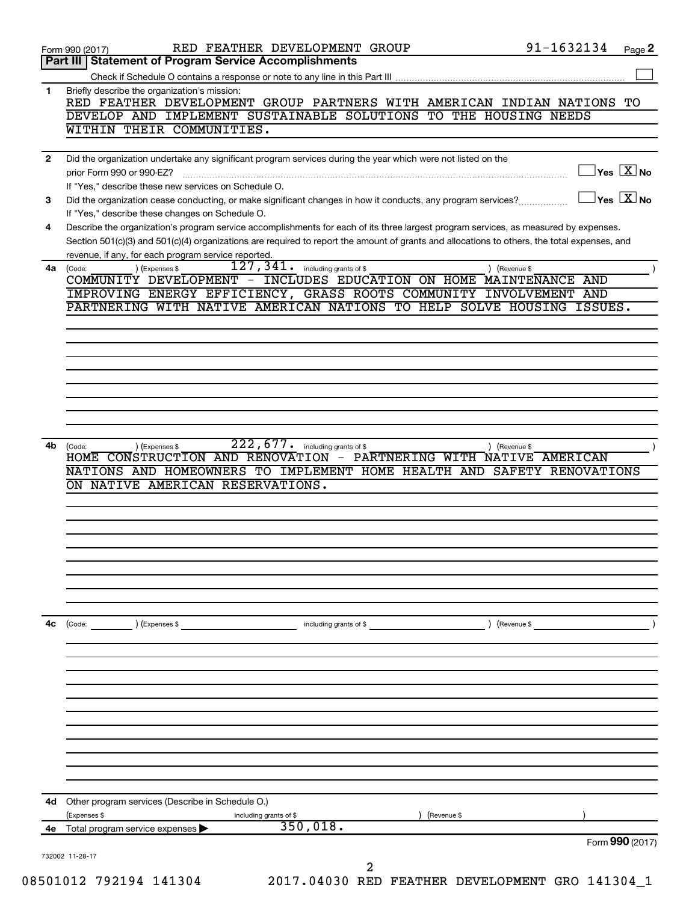Form 990 (2017) RED FEATHER DEVELOPMENT GROUP 91-1632134 Page 2

## Part III Statement of Program Service Accomplishments

Check if Schedule O contains a response or note to any line in this Part III ☐

**1** Briefly describe the organization's mission:

RED FEATHER DEVELOPMENT GROUP PARTNERS WITH AMERICAN INDIAN NATIONS TO DEVELOP AND IMPLEMENT SUSTAINABLE SOLUTIONS TO THE HOUSING NEEDS WITHIN THEIR COMMUNITIES.

**2** Did the organization undertake any significant program services during the year which were not listed on the prior Form 990 or 990-EZ? ☐ Yes ☒ No

If "Yes," describe these new services on Schedule O.

**3** Did the organization cease conducting, or make significant changes in how it conducts, any program services? ☐ Yes ☒ No

If "Yes," describe these changes on Schedule O.

**4** Describe the organization's program service accomplishments for each of its three largest program services, as measured by expenses. Section 501(c)(3) and 501(c)(4) organizations are required to report the amount of grants and allocations to others, the total expenses, and revenue, if any, for each program service reported.

**4a** (Code: ) (Expenses $ 127,341. including grants of $ ) (Revenue $ )

COMMUNITY DEVELOPMENT - INCLUDES EDUCATION ON HOME MAINTENANCE AND IMPROVING ENERGY EFFICIENCY, GRASS ROOTS COMMUNITY INVOLVEMENT AND PARTNERING WITH NATIVE AMERICAN NATIONS TO HELP SOLVE HOUSING ISSUES.

**4b** (Code: ) (Expenses $ 222,677. including grants of $ ) (Revenue $ )

HOME CONSTRUCTION AND RENOVATION - PARTNERING WITH NATIVE AMERICAN NATIONS AND HOMEOWNERS TO IMPLEMENT HOME HEALTH AND SAFETY RENOVATIONS ON NATIVE AMERICAN RESERVATIONS.

**4c** (Code: ) (Expenses $ including grants of $ ) (Revenue $ )

**4d** Other program services (Describe in Schedule O.)

(Expenses $ including grants of $ ) (Revenue $ )

**4e** Total program service expenses ▶ 350,018.

Form **990** (2017)

732002 11-28-17

08501012 792194 141304 2017.04030 RED FEATHER DEVELOPMENT GRO 141304_1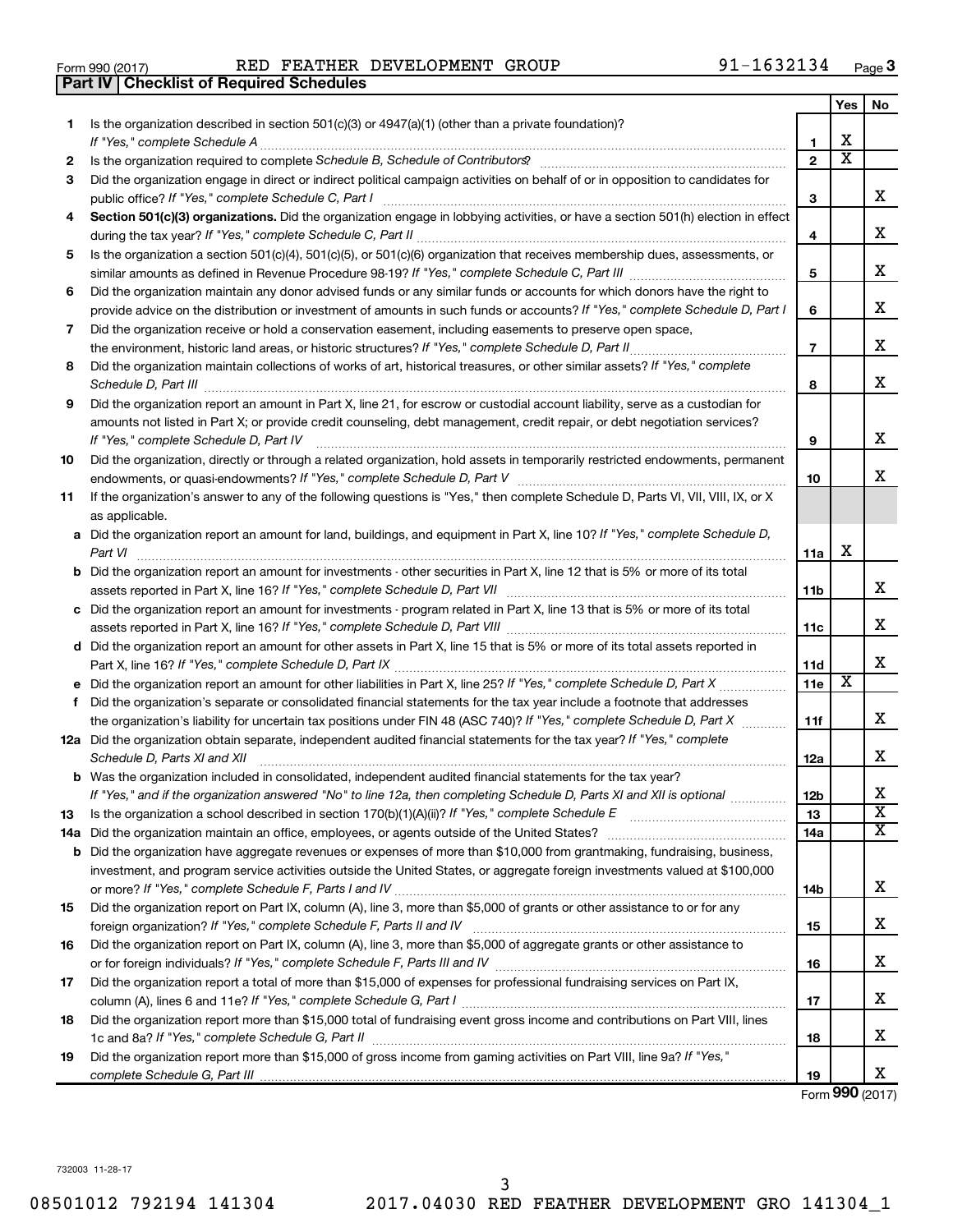Form 990 (2017) RED FEATHER DEVELOPMENT GROUP 91-1632134 Page 3

## Part IV Checklist of Required Schedules

| | | | Yes | No |
|---|---|---|---|---|
| 1 | Is the organization described in section 501(c)(3) or 4947(a)(1) (other than a private foundation)? *If "Yes," complete Schedule A* | 1 | X | |
| 2 | Is the organization required to complete *Schedule B, Schedule of Contributors*? | 2 | X | |
| 3 | Did the organization engage in direct or indirect political campaign activities on behalf of or in opposition to candidates for public office? *If "Yes," complete Schedule C, Part I* | 3 | | X |
| 4 | **Section 501(c)(3) organizations.** Did the organization engage in lobbying activities, or have a section 501(h) election in effect during the tax year? *If "Yes," complete Schedule C, Part II* | 4 | | X |
| 5 | Is the organization a section 501(c)(4), 501(c)(5), or 501(c)(6) organization that receives membership dues, assessments, or similar amounts as defined in Revenue Procedure 98-19? *If "Yes," complete Schedule C, Part III* | 5 | | X |
| 6 | Did the organization maintain any donor advised funds or any similar funds or accounts for which donors have the right to provide advice on the distribution or investment of amounts in such funds or accounts? *If "Yes," complete Schedule D, Part I* | 6 | | X |
| 7 | Did the organization receive or hold a conservation easement, including easements to preserve open space, the environment, historic land areas, or historic structures? *If "Yes," complete Schedule D, Part II* | 7 | | X |
| 8 | Did the organization maintain collections of works of art, historical treasures, or other similar assets? *If "Yes," complete Schedule D, Part III* | 8 | | X |
| 9 | Did the organization report an amount in Part X, line 21, for escrow or custodial account liability, serve as a custodian for amounts not listed in Part X; or provide credit counseling, debt management, credit repair, or debt negotiation services? *If "Yes," complete Schedule D, Part IV* | 9 | | X |
| 10 | Did the organization, directly or through a related organization, hold assets in temporarily restricted endowments, permanent endowments, or quasi-endowments? *If "Yes," complete Schedule D, Part V* | 10 | | X |
| 11 | If the organization's answer to any of the following questions is "Yes," then complete Schedule D, Parts VI, VII, VIII, IX, or X as applicable. | | | |
| a | Did the organization report an amount for land, buildings, and equipment in Part X, line 10? *If "Yes," complete Schedule D, Part VI* | 11a | X | |
| b | Did the organization report an amount for investments - other securities in Part X, line 12 that is 5% or more of its total assets reported in Part X, line 16? *If "Yes," complete Schedule D, Part VII* | 11b | | X |
| c | Did the organization report an amount for investments - program related in Part X, line 13 that is 5% or more of its total assets reported in Part X, line 16? *If "Yes," complete Schedule D, Part VIII* | 11c | | X |
| d | Did the organization report an amount for other assets in Part X, line 15 that is 5% or more of its total assets reported in Part X, line 16? *If "Yes," complete Schedule D, Part IX* | 11d | | X |
| e | Did the organization report an amount for other liabilities in Part X, line 25? *If "Yes," complete Schedule D, Part X* | 11e | X | |
| f | Did the organization's separate or consolidated financial statements for the tax year include a footnote that addresses the organization's liability for uncertain tax positions under FIN 48 (ASC 740)? *If "Yes," complete Schedule D, Part X* | 11f | | X |
| 12a | Did the organization obtain separate, independent audited financial statements for the tax year? *If "Yes," complete Schedule D, Parts XI and XII* | 12a | | X |
| b | Was the organization included in consolidated, independent audited financial statements for the tax year? *If "Yes," and if the organization answered "No" to line 12a, then completing Schedule D, Parts XI and XII is optional* | 12b | | X |
| 13 | Is the organization a school described in section 170(b)(1)(A)(ii)? *If "Yes," complete Schedule E* | 13 | | X |
| 14a | Did the organization maintain an office, employees, or agents outside of the United States? | 14a | | X |
| b | Did the organization have aggregate revenues or expenses of more than $10,000 from grantmaking, fundraising, business, investment, and program service activities outside the United States, or aggregate foreign investments valued at $100,000 or more? *If "Yes," complete Schedule F, Parts I and IV* | 14b | | X |
| 15 | Did the organization report on Part IX, column (A), line 3, more than $5,000 of grants or other assistance to or for any foreign organization? *If "Yes," complete Schedule F, Parts II and IV* | 15 | | X |
| 16 | Did the organization report on Part IX, column (A), line 3, more than $5,000 of aggregate grants or other assistance to or for foreign individuals? *If "Yes," complete Schedule F, Parts III and IV* | 16 | | X |
| 17 | Did the organization report a total of more than $15,000 of expenses for professional fundraising services on Part IX, column (A), lines 6 and 11e? *If "Yes," complete Schedule G, Part I* | 17 | | X |
| 18 | Did the organization report more than $15,000 total of fundraising event gross income and contributions on Part VIII, lines 1c and 8a? *If "Yes," complete Schedule G, Part II* | 18 | | X |
| 19 | Did the organization report more than $15,000 of gross income from gaming activities on Part VIII, line 9a? *If "Yes," complete Schedule G, Part III* | 19 | | X |

Form **990** (2017)

732003 11-28-17

08501012 792194 141304 2017.04030 RED FEATHER DEVELOPMENT GRO 141304_1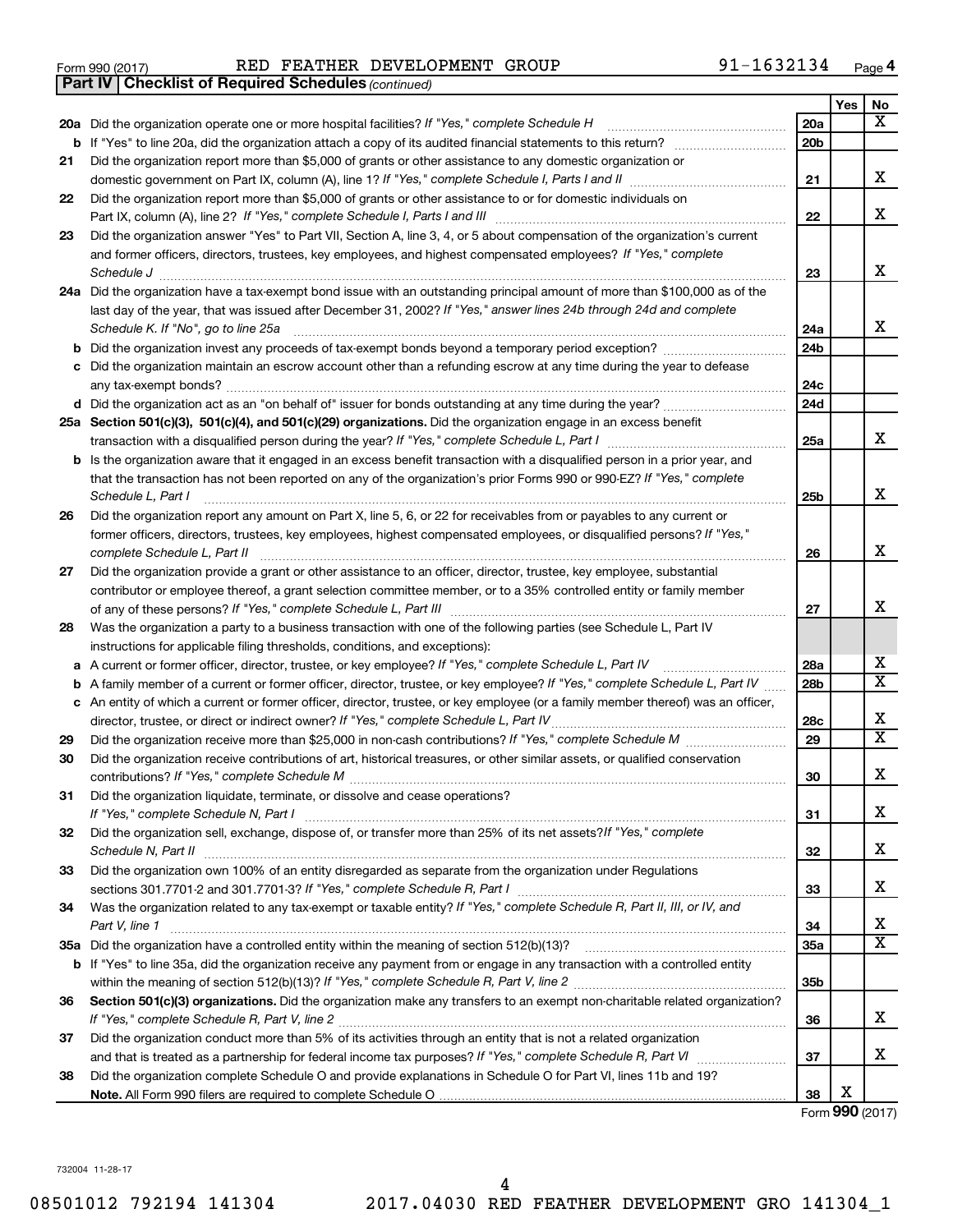Form 990 (2017) RED FEATHER DEVELOPMENT GROUP 91-1632134

**Part IV | Checklist of Required Schedules** *(continued)*

| | | | Yes | No |
|---|---|---|---|---|
| **20a** | Did the organization operate one or more hospital facilities? *If "Yes," complete Schedule H* | 20a | | X |
| **b** | If "Yes" to line 20a, did the organization attach a copy of its audited financial statements to this return? | 20b | | |
| **21** | Did the organization report more than $5,000 of grants or other assistance to any domestic organization or domestic government on Part IX, column (A), line 1? *If "Yes," complete Schedule I, Parts I and II* | 21 | | X |
| **22** | Did the organization report more than $5,000 of grants or other assistance to or for domestic individuals on Part IX, column (A), line 2? *If "Yes," complete Schedule I, Parts I and III* | 22 | | X |
| **23** | Did the organization answer "Yes" to Part VII, Section A, line 3, 4, or 5 about compensation of the organization's current and former officers, directors, trustees, key employees, and highest compensated employees? *If "Yes," complete Schedule J* | 23 | | X |
| **24a** | Did the organization have a tax-exempt bond issue with an outstanding principal amount of more than $100,000 as of the last day of the year, that was issued after December 31, 2002? *If "Yes," answer lines 24b through 24d and complete Schedule K. If "No", go to line 25a* | 24a | | X |
| **b** | Did the organization invest any proceeds of tax-exempt bonds beyond a temporary period exception? | 24b | | |
| **c** | Did the organization maintain an escrow account other than a refunding escrow at any time during the year to defease any tax-exempt bonds? | 24c | | |
| **d** | Did the organization act as an "on behalf of" issuer for bonds outstanding at any time during the year? | 24d | | |
| **25a** | **Section 501(c)(3), 501(c)(4), and 501(c)(29) organizations.** Did the organization engage in an excess benefit transaction with a disqualified person during the year? *If "Yes," complete Schedule L, Part I* | 25a | | X |
| **b** | Is the organization aware that it engaged in an excess benefit transaction with a disqualified person in a prior year, and that the transaction has not been reported on any of the organization's prior Forms 990 or 990-EZ? *If "Yes," complete Schedule L, Part I* | 25b | | X |
| **26** | Did the organization report any amount on Part X, line 5, 6, or 22 for receivables from or payables to any current or former officers, directors, trustees, key employees, highest compensated employees, or disqualified persons? *If "Yes," complete Schedule L, Part II* | 26 | | X |
| **27** | Did the organization provide a grant or other assistance to an officer, director, trustee, key employee, substantial contributor or employee thereof, a grant selection committee member, or to a 35% controlled entity or family member of any of these persons? *If "Yes," complete Schedule L, Part III* | 27 | | X |
| **28** | Was the organization a party to a business transaction with one of the following parties (see Schedule L, Part IV instructions for applicable filing thresholds, conditions, and exceptions): | | | |
| **a** | A current or former officer, director, trustee, or key employee? *If "Yes," complete Schedule L, Part IV* | 28a | | X |
| **b** | A family member of a current or former officer, director, trustee, or key employee? *If "Yes," complete Schedule L, Part IV* | 28b | | X |
| **c** | An entity of which a current or former officer, director, trustee, or key employee (or a family member thereof) was an officer, director, trustee, or direct or indirect owner? *If "Yes," complete Schedule L, Part IV* | 28c | | X |
| **29** | Did the organization receive more than $25,000 in non-cash contributions? *If "Yes," complete Schedule M* | 29 | | X |
| **30** | Did the organization receive contributions of art, historical treasures, or other similar assets, or qualified conservation contributions? *If "Yes," complete Schedule M* | 30 | | X |
| **31** | Did the organization liquidate, terminate, or dissolve and cease operations? *If "Yes," complete Schedule N, Part I* | 31 | | X |
| **32** | Did the organization sell, exchange, dispose of, or transfer more than 25% of its net assets? *If "Yes," complete Schedule N, Part II* | 32 | | X |
| **33** | Did the organization own 100% of an entity disregarded as separate from the organization under Regulations sections 301.7701-2 and 301.7701-3? *If "Yes," complete Schedule R, Part I* | 33 | | X |
| **34** | Was the organization related to any tax-exempt or taxable entity? *If "Yes," complete Schedule R, Part II, III, or IV, and Part V, line 1* | 34 | | X |
| **35a** | Did the organization have a controlled entity within the meaning of section 512(b)(13)? | 35a | | X |
| **b** | If "Yes" to line 35a, did the organization receive any payment from or engage in any transaction with a controlled entity within the meaning of section 512(b)(13)? *If "Yes," complete Schedule R, Part V, line 2* | 35b | | |
| **36** | **Section 501(c)(3) organizations.** Did the organization make any transfers to an exempt non-charitable related organization? *If "Yes," complete Schedule R, Part V, line 2* | 36 | | X |
| **37** | Did the organization conduct more than 5% of its activities through an entity that is not a related organization and that is treated as a partnership for federal income tax purposes? *If "Yes," complete Schedule R, Part VI* | 37 | | X |
| **38** | Did the organization complete Schedule O and provide explanations in Schedule O for Part VI, lines 11b and 19? **Note.** All Form 990 filers are required to complete Schedule O | 38 | X | |

Form **990** (2017)

732004 11-28-17

08501012 792194 141304 2017.04030 RED FEATHER DEVELOPMENT GRO 141304_1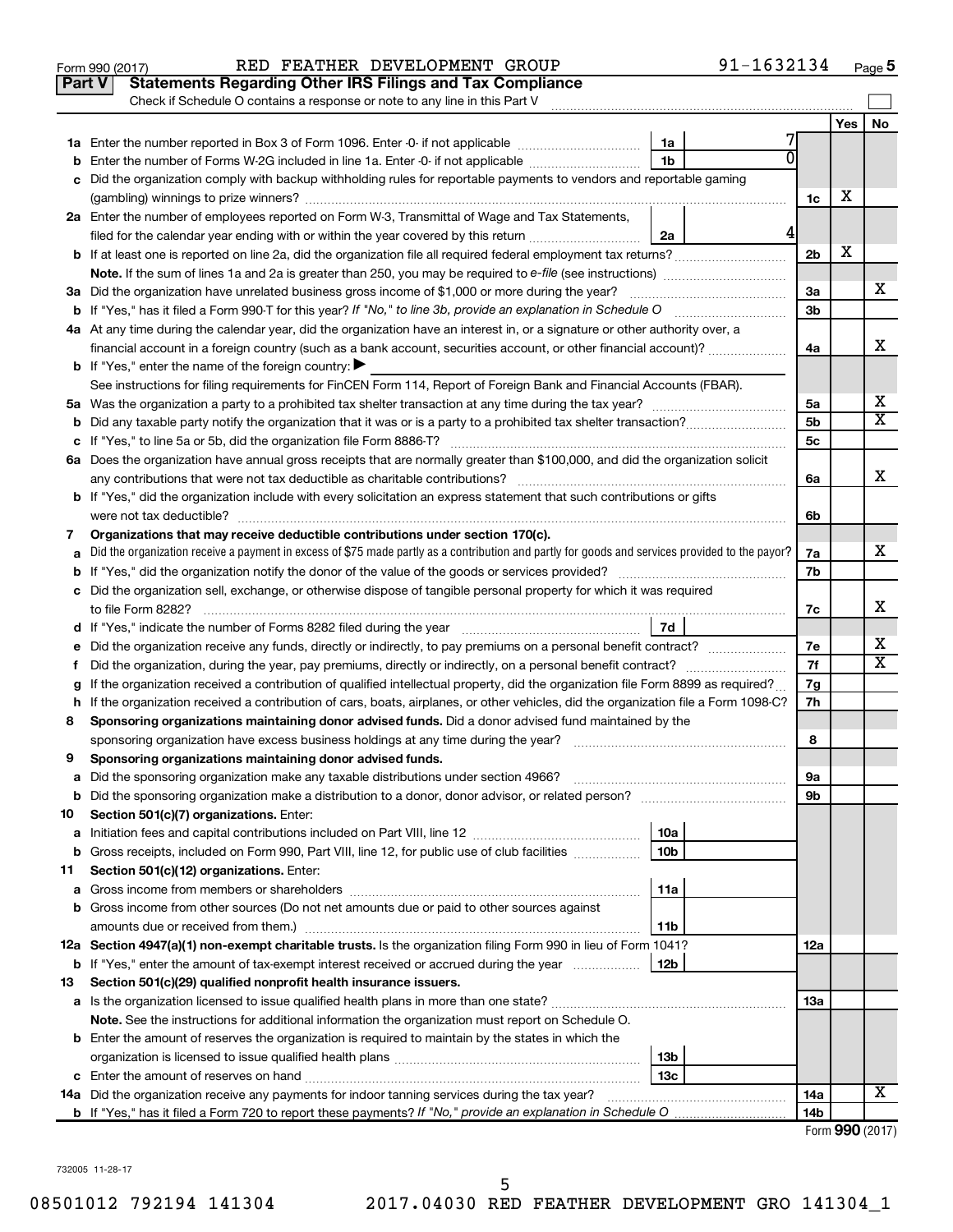Form 990 (2017) RED FEATHER DEVELOPMENT GROUP 91-1632134

## Part V Statements Regarding Other IRS Filings and Tax Compliance

Check if Schedule O contains a response or note to any line in this Part V

| | | | | | Yes | No |
|---|---|---|---|---|---|---|
| 1a | Enter the number reported in Box 3 of Form 1096. Enter -0- if not applicable | 1a | 7 | | | |
| b | Enter the number of Forms W-2G included in line 1a. Enter -0- if not applicable | 1b | 0 | | | |
| c | Did the organization comply with backup withholding rules for reportable payments to vendors and reportable gaming (gambling) winnings to prize winners? | | | 1c | X | |
| 2a | Enter the number of employees reported on Form W-3, Transmittal of Wage and Tax Statements, filed for the calendar year ending with or within the year covered by this return | 2a | 4 | | | |
| b | If at least one is reported on line 2a, did the organization file all required federal employment tax returns? | | | 2b | X | |
| | Note. If the sum of lines 1a and 2a is greater than 250, you may be required to e-file (see instructions) | | | | | |
| 3a | Did the organization have unrelated business gross income of $1,000 or more during the year? | | | 3a | | X |
| b | If "Yes," has it filed a Form 990-T for this year? If "No," to line 3b, provide an explanation in Schedule O | | | 3b | | |
| 4a | At any time during the calendar year, did the organization have an interest in, or a signature or other authority over, a financial account in a foreign country (such as a bank account, securities account, or other financial account)? | | | 4a | | X |
| b | If "Yes," enter the name of the foreign country: ▶ | | | | | |
| | See instructions for filing requirements for FinCEN Form 114, Report of Foreign Bank and Financial Accounts (FBAR). | | | | | |
| 5a | Was the organization a party to a prohibited tax shelter transaction at any time during the tax year? | | | 5a | | X |
| b | Did any taxable party notify the organization that it was or is a party to a prohibited tax shelter transaction? | | | 5b | | X |
| c | If "Yes," to line 5a or 5b, did the organization file Form 8886-T? | | | 5c | | |
| 6a | Does the organization have annual gross receipts that are normally greater than $100,000, and did the organization solicit any contributions that were not tax deductible as charitable contributions? | | | 6a | | X |
| b | If "Yes," did the organization include with every solicitation an express statement that such contributions or gifts were not tax deductible? | | | 6b | | |
| 7 | Organizations that may receive deductible contributions under section 170(c). | | | | | |
| a | Did the organization receive a payment in excess of $75 made partly as a contribution and partly for goods and services provided to the payor? | | | 7a | | X |
| b | If "Yes," did the organization notify the donor of the value of the goods or services provided? | | | 7b | | |
| c | Did the organization sell, exchange, or otherwise dispose of tangible personal property for which it was required to file Form 8282? | | | 7c | | X |
| d | If "Yes," indicate the number of Forms 8282 filed during the year | 7d | | | | |
| e | Did the organization receive any funds, directly or indirectly, to pay premiums on a personal benefit contract? | | | 7e | | X |
| f | Did the organization, during the year, pay premiums, directly or indirectly, on a personal benefit contract? | | | 7f | | X |
| g | If the organization received a contribution of qualified intellectual property, did the organization file Form 8899 as required? | | | 7g | | |
| h | If the organization received a contribution of cars, boats, airplanes, or other vehicles, did the organization file a Form 1098-C? | | | 7h | | |
| 8 | Sponsoring organizations maintaining donor advised funds. Did a donor advised fund maintained by the sponsoring organization have excess business holdings at any time during the year? | | | 8 | | |
| 9 | Sponsoring organizations maintaining donor advised funds. | | | | | |
| a | Did the sponsoring organization make any taxable distributions under section 4966? | | | 9a | | |
| b | Did the sponsoring organization make a distribution to a donor, donor advisor, or related person? | | | 9b | | |
| 10 | Section 501(c)(7) organizations. Enter: | | | | | |
| a | Initiation fees and capital contributions included on Part VIII, line 12 | 10a | | | | |
| b | Gross receipts, included on Form 990, Part VIII, line 12, for public use of club facilities | 10b | | | | |
| 11 | Section 501(c)(12) organizations. Enter: | | | | | |
| a | Gross income from members or shareholders | 11a | | | | |
| b | Gross income from other sources (Do not net amounts due or paid to other sources against amounts due or received from them.) | 11b | | | | |
| 12a | Section 4947(a)(1) non-exempt charitable trusts. Is the organization filing Form 990 in lieu of Form 1041? | | | 12a | | |
| b | If "Yes," enter the amount of tax-exempt interest received or accrued during the year | 12b | | | | |
| 13 | Section 501(c)(29) qualified nonprofit health insurance issuers. | | | | | |
| a | Is the organization licensed to issue qualified health plans in more than one state? | | | 13a | | |
| | Note. See the instructions for additional information the organization must report on Schedule O. | | | | | |
| b | Enter the amount of reserves the organization is required to maintain by the states in which the organization is licensed to issue qualified health plans | 13b | | | | |
| c | Enter the amount of reserves on hand | 13c | | | | |
| 14a | Did the organization receive any payments for indoor tanning services during the tax year? | | | 14a | | X |
| b | If "Yes," has it filed a Form 720 to report these payments? If "No," provide an explanation in Schedule O | | | 14b | | |

Form 990 (2017)

732005 11-28-17

08501012 792194 141304 2017.04030 RED FEATHER DEVELOPMENT GRO 141304_1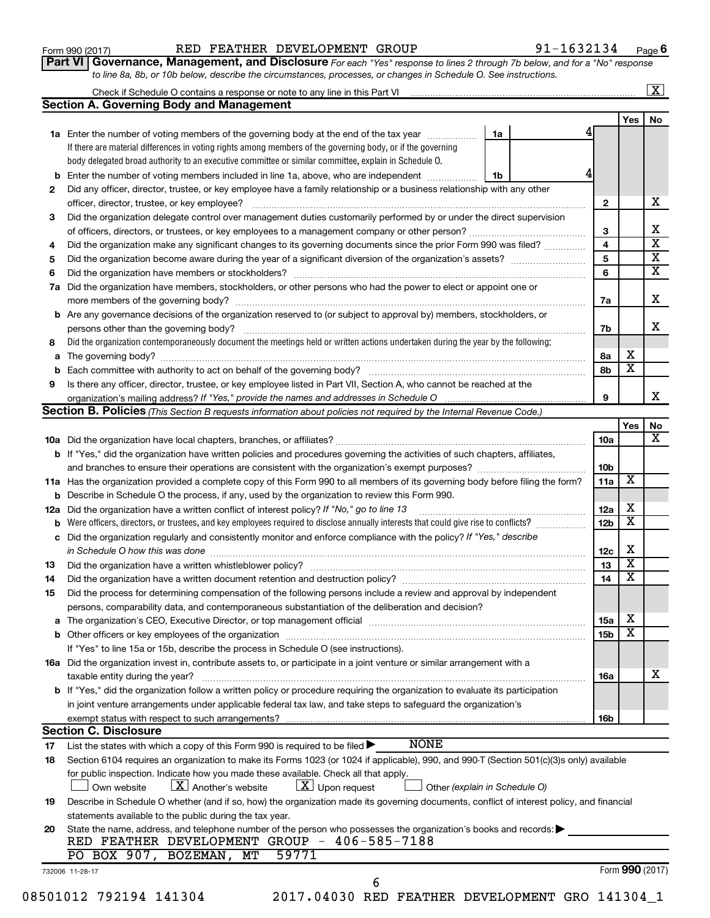Form 990 (2017) RED FEATHER DEVELOPMENT GROUP 91-1632134 Page 6

**Part VI | Governance, Management, and Disclosure** *For each "Yes" response to lines 2 through 7b below, and for a "No" response to line 8a, 8b, or 10b below, describe the circumstances, processes, or changes in Schedule O. See instructions.*

Check if Schedule O contains a response or note to any line in this Part VI ..... [X]

## Section A. Governing Body and Management

| | | | | Yes | No |
|---|---|---|---|---|---|
| **1a** | Enter the number of voting members of the governing body at the end of the tax year ..... If there are material differences in voting rights among members of the governing body, or if the governing body delegated broad authority to an executive committee or similar committee, explain in Schedule O. | 1a | 4 | | |
| **b** | Enter the number of voting members included in line 1a, above, who are independent ..... | 1b | 4 | | |
| **2** | Did any officer, director, trustee, or key employee have a family relationship or a business relationship with any other officer, director, trustee, or key employee? ..... | | 2 | | X |
| **3** | Did the organization delegate control over management duties customarily performed by or under the direct supervision of officers, directors, or trustees, or key employees to a management company or other person? ..... | | 3 | | X |
| **4** | Did the organization make any significant changes to its governing documents since the prior Form 990 was filed? ..... | | 4 | | X |
| **5** | Did the organization become aware during the year of a significant diversion of the organization's assets? ..... | | 5 | | X |
| **6** | Did the organization have members or stockholders? ..... | | 6 | | X |
| **7a** | Did the organization have members, stockholders, or other persons who had the power to elect or appoint one or more members of the governing body? ..... | | 7a | | X |
| **b** | Are any governance decisions of the organization reserved to (or subject to approval by) members, stockholders, or persons other than the governing body? ..... | | 7b | | X |
| **8** | Did the organization contemporaneously document the meetings held or written actions undertaken during the year by the following: | | | | |
| **a** | The governing body? ..... | | 8a | X | |
| **b** | Each committee with authority to act on behalf of the governing body? ..... | | 8b | X | |
| **9** | Is there any officer, director, trustee, or key employee listed in Part VII, Section A, who cannot be reached at the organization's mailing address? *If "Yes," provide the names and addresses in Schedule O* ..... | | 9 | | X |

## Section B. Policies *(This Section B requests information about policies not required by the Internal Revenue Code.)*

| | | | Yes | No |
|---|---|---|---|---|
| **10a** | Did the organization have local chapters, branches, or affiliates? ..... | 10a | | X |
| **b** | If "Yes," did the organization have written policies and procedures governing the activities of such chapters, affiliates, and branches to ensure their operations are consistent with the organization's exempt purposes? ..... | 10b | | |
| **11a** | Has the organization provided a complete copy of this Form 990 to all members of its governing body before filing the form? | 11a | X | |
| **b** | Describe in Schedule O the process, if any, used by the organization to review this Form 990. | | | |
| **12a** | Did the organization have a written conflict of interest policy? *If "No," go to line 13* ..... | 12a | X | |
| **b** | Were officers, directors, or trustees, and key employees required to disclose annually interests that could give rise to conflicts? ..... | 12b | X | |
| **c** | Did the organization regularly and consistently monitor and enforce compliance with the policy? *If "Yes," describe in Schedule O how this was done* ..... | 12c | X | |
| **13** | Did the organization have a written whistleblower policy? ..... | 13 | X | |
| **14** | Did the organization have a written document retention and destruction policy? ..... | 14 | X | |
| **15** | Did the process for determining compensation of the following persons include a review and approval by independent persons, comparability data, and contemporaneous substantiation of the deliberation and decision? | | | |
| **a** | The organization's CEO, Executive Director, or top management official ..... | 15a | X | |
| **b** | Other officers or key employees of the organization ..... | 15b | X | |
| | If "Yes" to line 15a or 15b, describe the process in Schedule O (see instructions). | | | |
| **16a** | Did the organization invest in, contribute assets to, or participate in a joint venture or similar arrangement with a taxable entity during the year? ..... | 16a | | X |
| **b** | If "Yes," did the organization follow a written policy or procedure requiring the organization to evaluate its participation in joint venture arrangements under applicable federal tax law, and take steps to safeguard the organization's exempt status with respect to such arrangements? ..... | 16b | | |

## Section C. Disclosure

**17** List the states with which a copy of this Form 990 is required to be filed ▶ NONE

**18** Section 6104 requires an organization to make its Forms 1023 (or 1024 if applicable), 990, and 990-T (Section 501(c)(3)s only) available for public inspection. Indicate how you made these available. Check all that apply.

[ ] Own website [X] Another's website [X] Upon request [ ] Other *(explain in Schedule O)*

**19** Describe in Schedule O whether (and if so, how) the organization made its governing documents, conflict of interest policy, and financial statements available to the public during the tax year.

**20** State the name, address, and telephone number of the person who possesses the organization's books and records: ▶

RED FEATHER DEVELOPMENT GROUP - 406-585-7188
PO BOX 907, BOZEMAN, MT 59771

732006 11-28-17 Form **990** (2017)

08501012 792194 141304 2017.04030 RED FEATHER DEVELOPMENT GRO 141304_1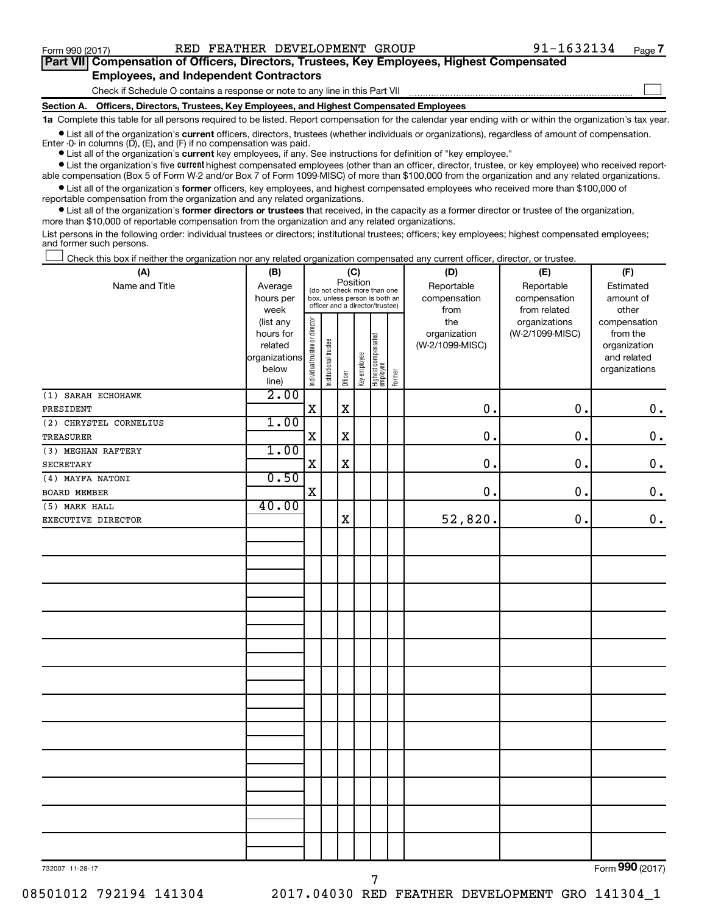Form 990 (2017) RED FEATHER DEVELOPMENT GROUP 91-1632134 Page 7

**Part VII Compensation of Officers, Directors, Trustees, Key Employees, Highest Compensated Employees, and Independent Contractors**

Check if Schedule O contains a response or note to any line in this Part VII ☐

**Section A. Officers, Directors, Trustees, Key Employees, and Highest Compensated Employees**

**1a** Complete this table for all persons required to be listed. Report compensation for the calendar year ending with or within the organization's tax year.

- List all of the organization's **current** officers, directors, trustees (whether individuals or organizations), regardless of amount of compensation. Enter -0- in columns (D), (E), and (F) if no compensation was paid.
- List all of the organization's **current** key employees, if any. See instructions for definition of "key employee."
- List the organization's five **current** highest compensated employees (other than an officer, director, trustee, or key employee) who received reportable compensation (Box 5 of Form W-2 and/or Box 7 of Form 1099-MISC) of more than $100,000 from the organization and any related organizations.
- List all of the organization's **former** officers, key employees, and highest compensated employees who received more than $100,000 of reportable compensation from the organization and any related organizations.
- List all of the organization's **former directors or trustees** that received, in the capacity as a former director or trustee of the organization, more than $10,000 of reportable compensation from the organization and any related organizations.

List persons in the following order: individual trustees or directors; institutional trustees; officers; key employees; highest compensated employees; and former such persons.

☐ Check this box if neither the organization nor any related organization compensated any current officer, director, or trustee.

| (A) Name and Title | (B) Average hours per week (list any hours for related organizations below line) | (C) Position: Individual trustee or director | Institutional trustee | Officer | Key employee | Highest compensated employee | Former | (D) Reportable compensation from the organization (W-2/1099-MISC) | (E) Reportable compensation from related organizations (W-2/1099-MISC) | (F) Estimated amount of other compensation from the organization and related organizations |
|---|---|---|---|---|---|---|---|---|---|---|
| (1) SARAH ECHOHAWK<br>PRESIDENT | 2.00 | X | | X | | | | 0. | 0. | 0. |
| (2) CHRYSTEL CORNELIUS<br>TREASURER | 1.00 | X | | X | | | | 0. | 0. | 0. |
| (3) MEGHAN RAFTERY<br>SECRETARY | 1.00 | X | | X | | | | 0. | 0. | 0. |
| (4) MAYFA NATONI<br>BOARD MEMBER | 0.50 | X | | | | | | 0. | 0. | 0. |
| (5) MARK HALL<br>EXECUTIVE DIRECTOR | 40.00 | | | X | | | | 52,820. | 0. | 0. |

732007 11-28-17 Form 990 (2017)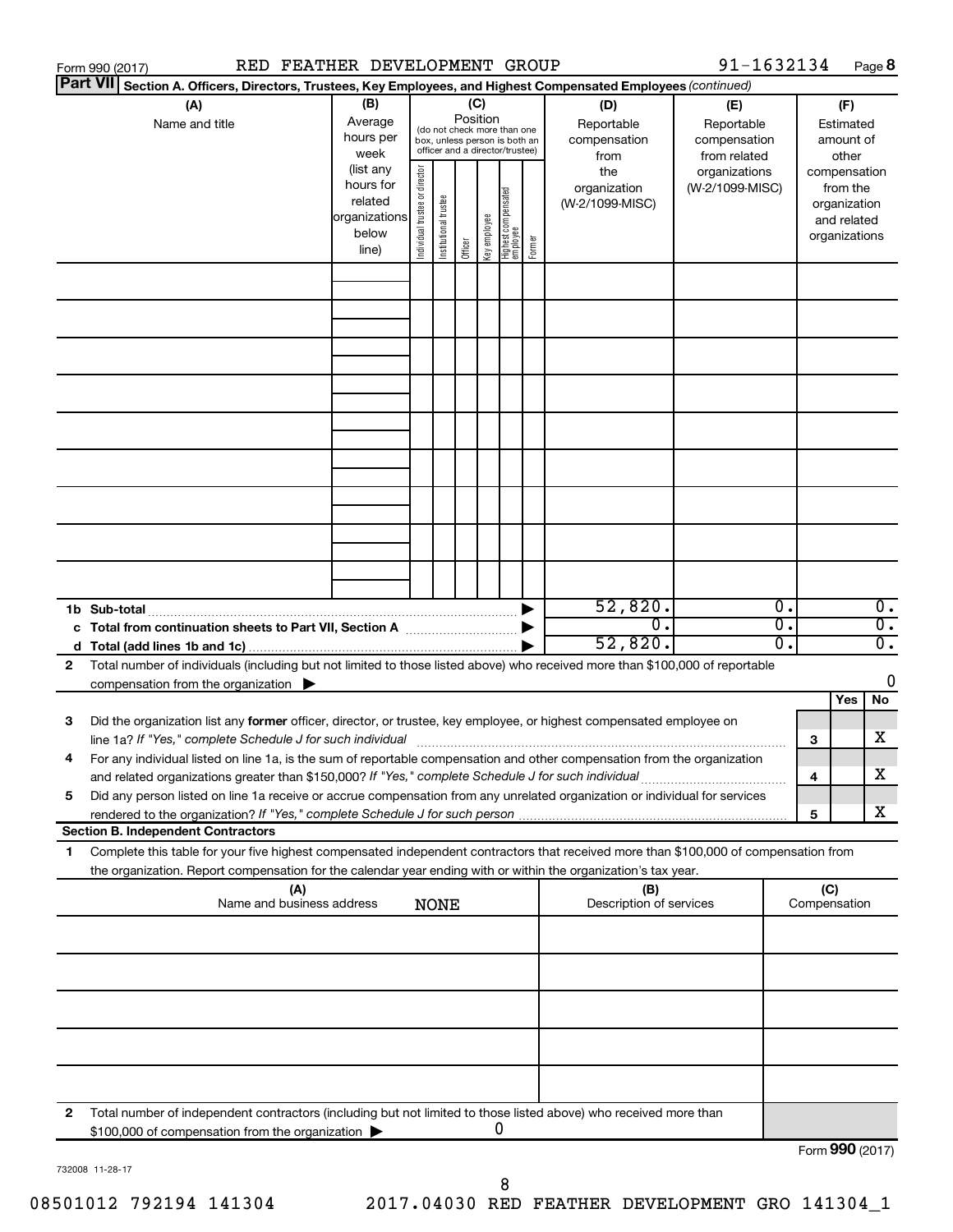Form 990 (2017) RED FEATHER DEVELOPMENT GROUP 91-1632134 Page 8

**Part VII Section A. Officers, Directors, Trustees, Key Employees, and Highest Compensated Employees** *(continued)*

| (A) Name and title | (B) Average hours per week (list any hours for related organizations below line) | (C) Position (do not check more than one box, unless person is both an officer and a director/trustee): Individual trustee or director | Institutional trustee | Officer | Key employee | Highest compensated employee | Former | (D) Reportable compensation from the organization (W-2/1099-MISC) | (E) Reportable compensation from related organizations (W-2/1099-MISC) | (F) Estimated amount of other compensation from the organization and related organizations |
|---|---|---|---|---|---|---|---|---|---|---|
| | | | | | | | | | | |
| | | | | | | | | | | |
| | | | | | | | | | | |
| | | | | | | | | | | |
| | | | | | | | | | | |
| | | | | | | | | | | |
| | | | | | | | | | | |
| | | | | | | | | | | |
| | | | | | | | | | | |
| **1b Sub-total** | | | | | | | ▶ | 52,820. | 0. | 0. |
| **c Total from continuation sheets to Part VII, Section A** | | | | | | | ▶ | 0. | 0. | 0. |
| **d Total (add lines 1b and 1c)** | | | | | | | ▶ | 52,820. | 0. | 0. |

**2** Total number of individuals (including but not limited to those listed above) who received more than $100,000 of reportable compensation from the organization ▶ 0

| | | | Yes | No |
|---|---|---|---|---|
| **3** | Did the organization list any **former** officer, director, or trustee, key employee, or highest compensated employee on line 1a? *If "Yes," complete Schedule J for such individual* | 3 | | X |
| **4** | For any individual listed on line 1a, is the sum of reportable compensation and other compensation from the organization and related organizations greater than $150,000? *If "Yes," complete Schedule J for such individual* | 4 | | X |
| **5** | Did any person listed on line 1a receive or accrue compensation from any unrelated organization or individual for services rendered to the organization? *If "Yes," complete Schedule J for such person* | 5 | | X |

**Section B. Independent Contractors**

**1** Complete this table for your five highest compensated independent contractors that received more than $100,000 of compensation from the organization. Report compensation for the calendar year ending with or within the organization's tax year.

| (A) Name and business address NONE | (B) Description of services | (C) Compensation |
|---|---|---|
| | | |
| | | |
| | | |
| | | |
| | | |

**2** Total number of independent contractors (including but not limited to those listed above) who received more than $100,000 of compensation from the organization ▶ 0

Form **990** (2017)

732008 11-28-17

08501012 792194 141304 2017.04030 RED FEATHER DEVELOPMENT GRO 141304_1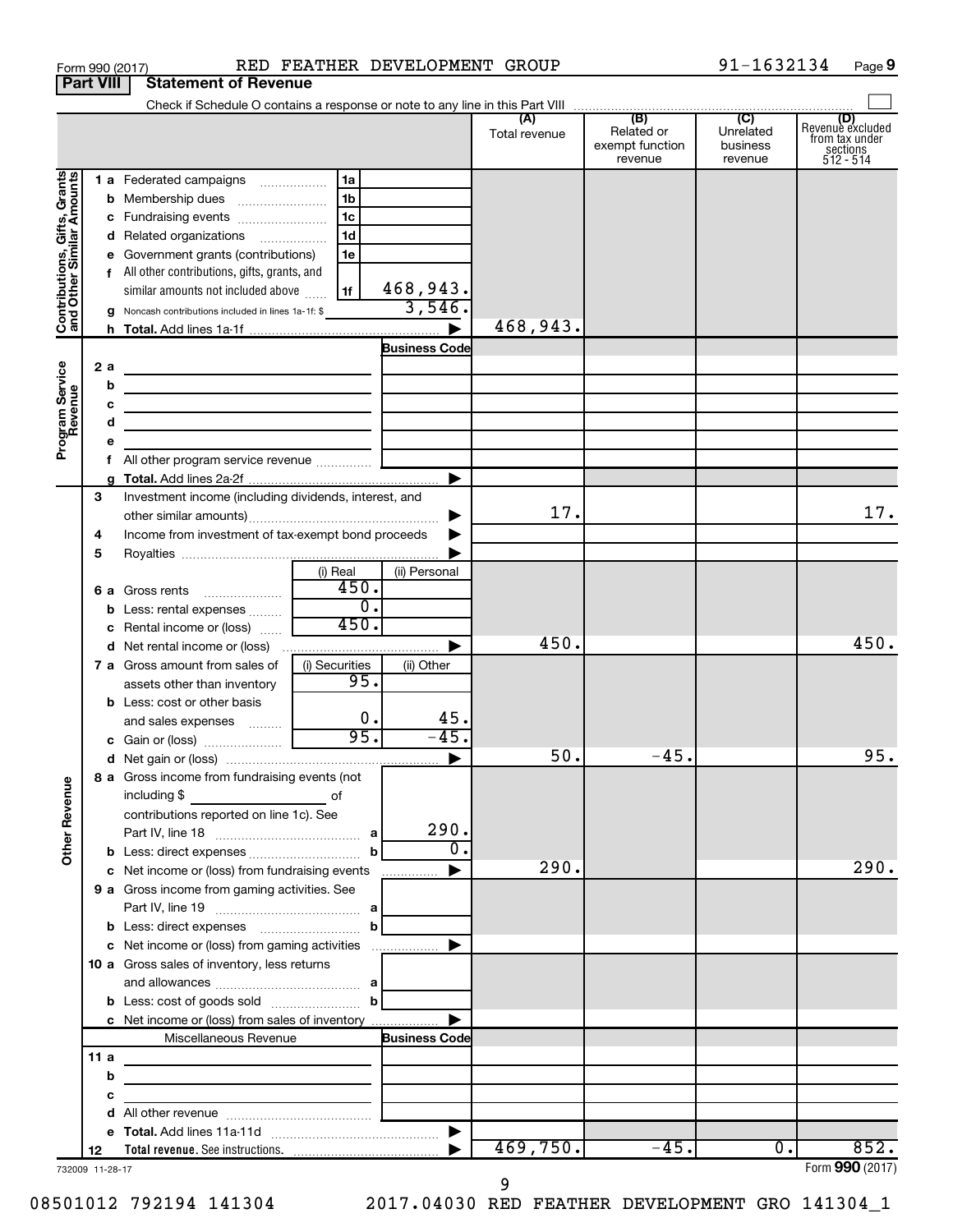Form 990 (2017) RED FEATHER DEVELOPMENT GROUP 91-1632134 Page 9

## Part VIII Statement of Revenue

Check if Schedule O contains a response or note to any line in this Part VIII

| | | | (A) Total revenue | (B) Related or exempt function revenue | (C) Unrelated business revenue | (D) Revenue excluded from tax under sections 512 - 514 |
|---|---|---|---|---|---|---|
| **Contributions, Gifts, Grants and Other Similar Amounts** | | | | | | |
| 1 a Federated campaigns | 1a | | | | | |
| b Membership dues | 1b | | | | | |
| c Fundraising events | 1c | | | | | |
| d Related organizations | 1d | | | | | |
| e Government grants (contributions) | 1e | | | | | |
| f All other contributions, gifts, grants, and similar amounts not included above | 1f | 468,943. | | | | |
| g Noncash contributions included in lines 1a-1f: $ | | 3,546. | | | | |
| h Total. Add lines 1a-1f | | ▶ | 468,943. | | | |
| **Program Service Revenue** | | Business Code | | | | |
| 2 a | | | | | | |
| b | | | | | | |
| c | | | | | | |
| d | | | | | | |
| e | | | | | | |
| f All other program service revenue | | | | | | |
| g Total. Add lines 2a-2f | | ▶ | | | | |
| 3 Investment income (including dividends, interest, and other similar amounts) | | ▶ | 17. | | | 17. |
| 4 Income from investment of tax-exempt bond proceeds | | ▶ | | | | |
| 5 Royalties | | ▶ | | | | |
| | (i) Real | (ii) Personal | | | | |
| 6 a Gross rents | 450. | | | | | |
| b Less: rental expenses | 0. | | | | | |
| c Rental income or (loss) | 450. | | | | | |
| d Net rental income or (loss) | | ▶ | 450. | | | 450. |
| | (i) Securities | (ii) Other | | | | |
| 7 a Gross amount from sales of assets other than inventory | 95. | | | | | |
| b Less: cost or other basis and sales expenses | 0. | 45. | | | | |
| c Gain or (loss) | 95. | -45. | | | | |
| d Net gain or (loss) | | ▶ | 50. | -45. | | 95. |
| **Other Revenue** | | | | | | |
| 8 a Gross income from fundraising events (not including $ ___ of contributions reported on line 1c). See Part IV, line 18 | a | 290. | | | | |
| b Less: direct expenses | b | 0. | | | | |
| c Net income or (loss) from fundraising events | | ▶ | 290. | | | 290. |
| 9 a Gross income from gaming activities. See Part IV, line 19 | a | | | | | |
| b Less: direct expenses | b | | | | | |
| c Net income or (loss) from gaming activities | | ▶ | | | | |
| 10 a Gross sales of inventory, less returns and allowances | a | | | | | |
| b Less: cost of goods sold | b | | | | | |
| c Net income or (loss) from sales of inventory | | ▶ | | | | |
| Miscellaneous Revenue | | Business Code | | | | |
| 11 a | | | | | | |
| b | | | | | | |
| c | | | | | | |
| d All other revenue | | | | | | |
| e Total. Add lines 11a-11d | | ▶ | | | | |
| 12 Total revenue. See instructions. | | ▶ | 469,750. | -45. | 0. | 852. |

732009 11-28-17 Form **990** (2017)

08501012 792194 141304 2017.04030 RED FEATHER DEVELOPMENT GRO 141304_1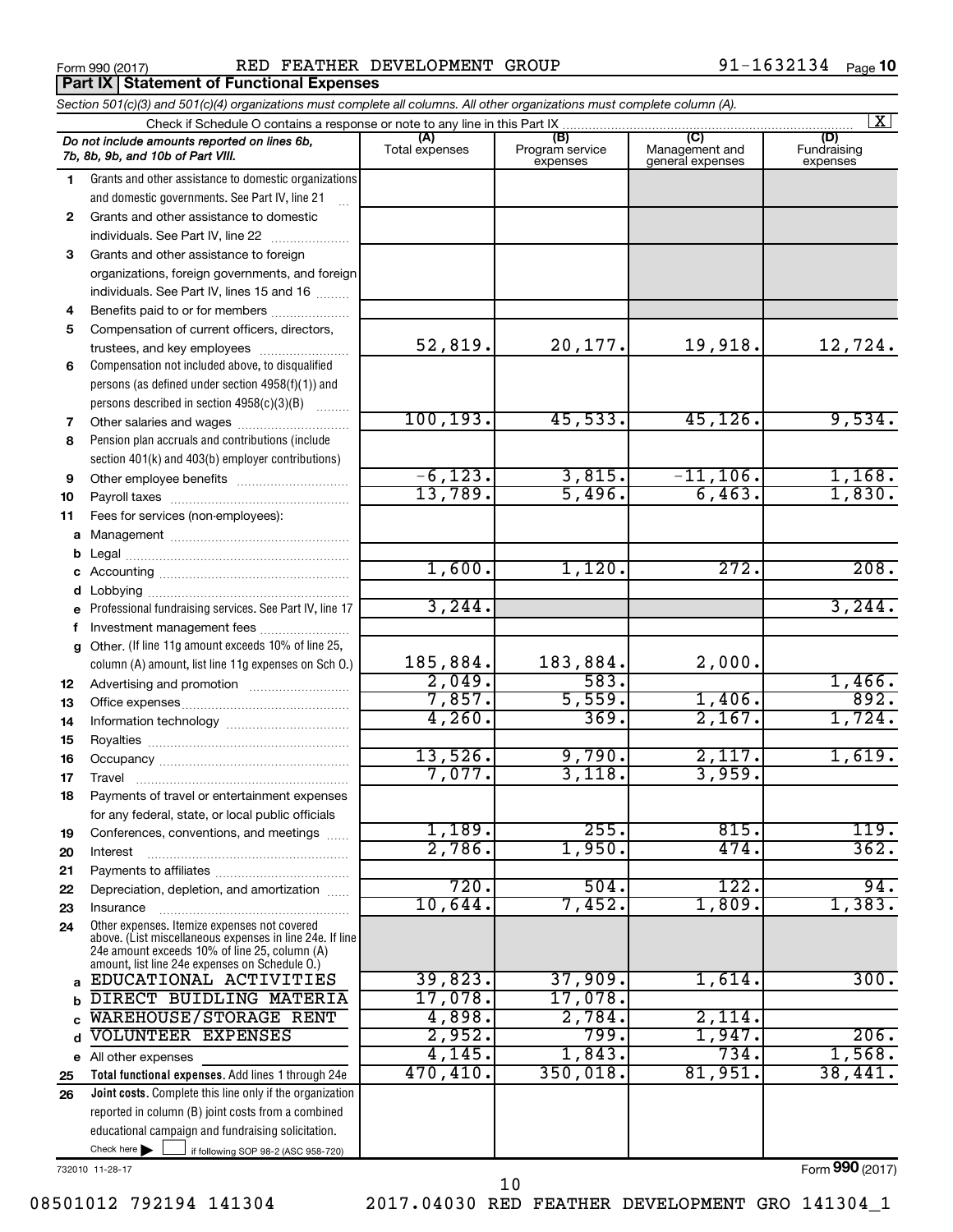Form 990 (2017) RED FEATHER DEVELOPMENT GROUP 91-1632134 Page 10

**Part IX Statement of Functional Expenses**

*Section 501(c)(3) and 501(c)(4) organizations must complete all columns. All other organizations must complete column (A).*

Check if Schedule O contains a response or note to any line in this Part IX [X]

| | *Do not include amounts reported on lines 6b, 7b, 8b, 9b, and 10b of Part VIII.* | (A) Total expenses | (B) Program service expenses | (C) Management and general expenses | (D) Fundraising expenses |
|---|---|---|---|---|---|
| 1 | Grants and other assistance to domestic organizations and domestic governments. See Part IV, line 21 | | | | |
| 2 | Grants and other assistance to domestic individuals. See Part IV, line 22 | | | | |
| 3 | Grants and other assistance to foreign organizations, foreign governments, and foreign individuals. See Part IV, lines 15 and 16 | | | | |
| 4 | Benefits paid to or for members | | | | |
| 5 | Compensation of current officers, directors, trustees, and key employees | 52,819. | 20,177. | 19,918. | 12,724. |
| 6 | Compensation not included above, to disqualified persons (as defined under section 4958(f)(1)) and persons described in section 4958(c)(3)(B) | | | | |
| 7 | Other salaries and wages | 100,193. | 45,533. | 45,126. | 9,534. |
| 8 | Pension plan accruals and contributions (include section 401(k) and 403(b) employer contributions) | | | | |
| 9 | Other employee benefits | -6,123. | 3,815. | -11,106. | 1,168. |
| 10 | Payroll taxes | 13,789. | 5,496. | 6,463. | 1,830. |
| 11 | Fees for services (non-employees): | | | | |
| a | Management | | | | |
| b | Legal | | | | |
| c | Accounting | 1,600. | 1,120. | 272. | 208. |
| d | Lobbying | | | | |
| e | Professional fundraising services. See Part IV, line 17 | 3,244. | | | 3,244. |
| f | Investment management fees | | | | |
| g | Other. (If line 11g amount exceeds 10% of line 25, column (A) amount, list line 11g expenses on Sch O.) | 185,884. | 183,884. | 2,000. | |
| 12 | Advertising and promotion | 2,049. | 583. | | 1,466. |
| 13 | Office expenses | 7,857. | 5,559. | 1,406. | 892. |
| 14 | Information technology | 4,260. | 369. | 2,167. | 1,724. |
| 15 | Royalties | | | | |
| 16 | Occupancy | 13,526. | 9,790. | 2,117. | 1,619. |
| 17 | Travel | 7,077. | 3,118. | 3,959. | |
| 18 | Payments of travel or entertainment expenses for any federal, state, or local public officials | | | | |
| 19 | Conferences, conventions, and meetings | 1,189. | 255. | 815. | 119. |
| 20 | Interest | 2,786. | 1,950. | 474. | 362. |
| 21 | Payments to affiliates | | | | |
| 22 | Depreciation, depletion, and amortization | 720. | 504. | 122. | 94. |
| 23 | Insurance | 10,644. | 7,452. | 1,809. | 1,383. |
| 24 | Other expenses. Itemize expenses not covered above. (List miscellaneous expenses in line 24e. If line 24e amount exceeds 10% of line 25, column (A) amount, list line 24e expenses on Schedule O.) | | | | |
| a | EDUCATIONAL ACTIVITIES | 39,823. | 37,909. | 1,614. | 300. |
| b | DIRECT BUIDLING MATERIA | 17,078. | 17,078. | | |
| c | WAREHOUSE/STORAGE RENT | 4,898. | 2,784. | 2,114. | |
| d | VOLUNTEER EXPENSES | 2,952. | 799. | 1,947. | 206. |
| e | All other expenses | 4,145. | 1,843. | 734. | 1,568. |
| 25 | **Total functional expenses.** Add lines 1 through 24e | 470,410. | 350,018. | 81,951. | 38,441. |
| 26 | **Joint costs.** Complete this line only if the organization reported in column (B) joint costs from a combined educational campaign and fundraising solicitation. Check here [ ] if following SOP 98-2 (ASC 958-720) | | | | |

732010 11-28-17

Form **990** (2017)

08501012 792194 141304 2017.04030 RED FEATHER DEVELOPMENT GRO 141304_1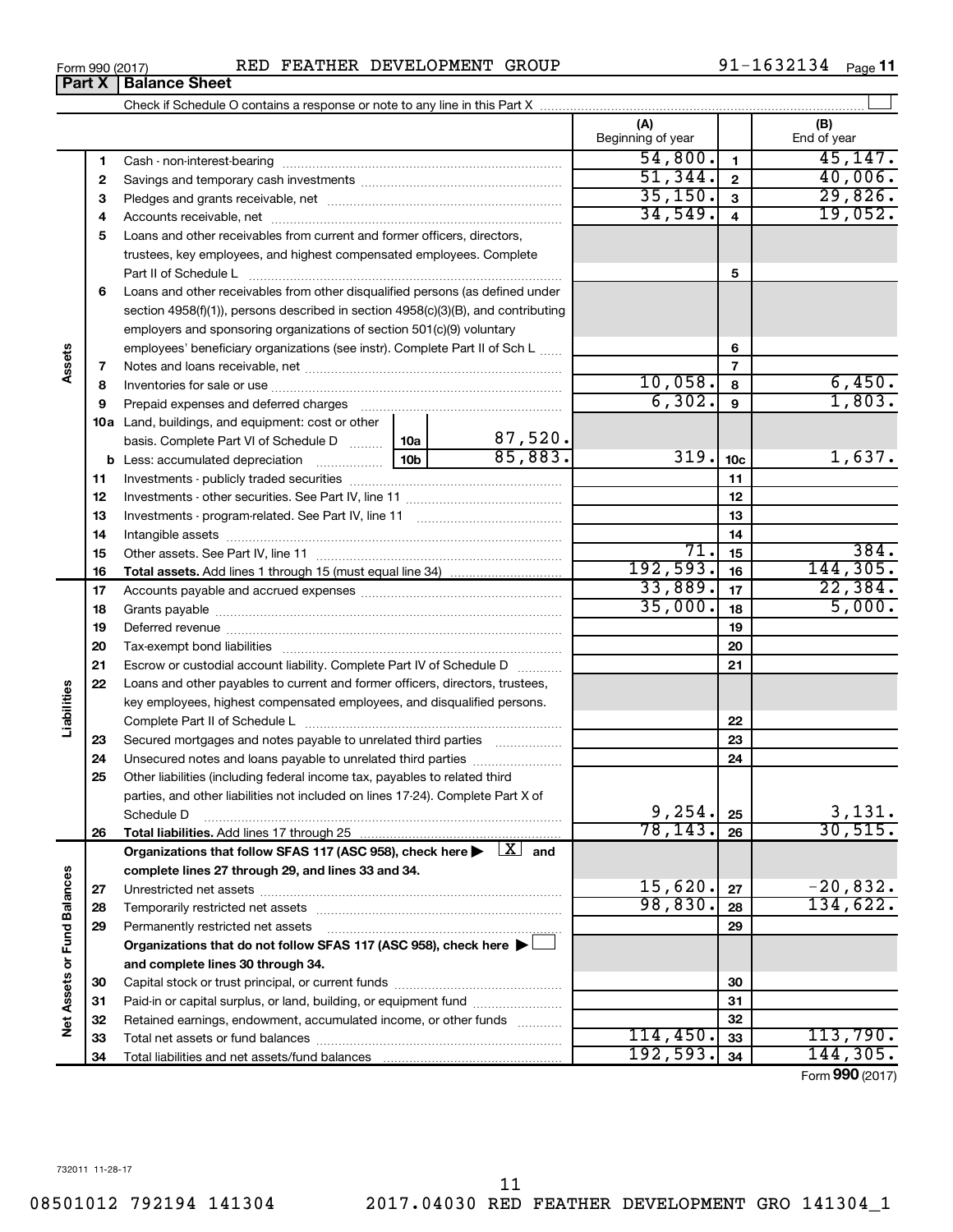Form 990 (2017) RED FEATHER DEVELOPMENT GROUP 91-1632134

## Part X | Balance Sheet

Check if Schedule O contains a response or note to any line in this Part X

| | | | | (A) Beginning of year | | (B) End of year |
|---|---|---|---|---|---|---|
| **Assets** | 1 | Cash - non-interest-bearing | | 54,800. | 1 | 45,147. |
| | 2 | Savings and temporary cash investments | | 51,344. | 2 | 40,006. |
| | 3 | Pledges and grants receivable, net | | 35,150. | 3 | 29,826. |
| | 4 | Accounts receivable, net | | 34,549. | 4 | 19,052. |
| | 5 | Loans and other receivables from current and former officers, directors, trustees, key employees, and highest compensated employees. Complete Part II of Schedule L | | | 5 | |
| | 6 | Loans and other receivables from other disqualified persons (as defined under section 4958(f)(1)), persons described in section 4958(c)(3)(B), and contributing employers and sponsoring organizations of section 501(c)(9) voluntary employees' beneficiary organizations (see instr). Complete Part II of Sch L | | | 6 | |
| | 7 | Notes and loans receivable, net | | | 7 | |
| | 8 | Inventories for sale or use | | 10,058. | 8 | 6,450. |
| | 9 | Prepaid expenses and deferred charges | | 6,302. | 9 | 1,803. |
| | 10a | Land, buildings, and equipment: cost or other basis. Complete Part VI of Schedule D | 10a 87,520. | | | |
| | b | Less: accumulated depreciation | 10b 85,883. | 319. | 10c | 1,637. |
| | 11 | Investments - publicly traded securities | | | 11 | |
| | 12 | Investments - other securities. See Part IV, line 11 | | | 12 | |
| | 13 | Investments - program-related. See Part IV, line 11 | | | 13 | |
| | 14 | Intangible assets | | | 14 | |
| | 15 | Other assets. See Part IV, line 11 | | 71. | 15 | 384. |
| | 16 | **Total assets.** Add lines 1 through 15 (must equal line 34) | | 192,593. | 16 | 144,305. |
| **Liabilities** | 17 | Accounts payable and accrued expenses | | 33,889. | 17 | 22,384. |
| | 18 | Grants payable | | 35,000. | 18 | 5,000. |
| | 19 | Deferred revenue | | | 19 | |
| | 20 | Tax-exempt bond liabilities | | | 20 | |
| | 21 | Escrow or custodial account liability. Complete Part IV of Schedule D | | | 21 | |
| | 22 | Loans and other payables to current and former officers, directors, trustees, key employees, highest compensated employees, and disqualified persons. Complete Part II of Schedule L | | | 22 | |
| | 23 | Secured mortgages and notes payable to unrelated third parties | | | 23 | |
| | 24 | Unsecured notes and loans payable to unrelated third parties | | | 24 | |
| | 25 | Other liabilities (including federal income tax, payables to related third parties, and other liabilities not included on lines 17-24). Complete Part X of Schedule D | | 9,254. | 25 | 3,131. |
| | 26 | **Total liabilities.** Add lines 17 through 25 | | 78,143. | 26 | 30,515. |
| **Net Assets or Fund Balances** | | **Organizations that follow SFAS 117 (ASC 958), check here** [X] **and complete lines 27 through 29, and lines 33 and 34.** | | | | |
| | 27 | Unrestricted net assets | | 15,620. | 27 | -20,832. |
| | 28 | Temporarily restricted net assets | | 98,830. | 28 | 134,622. |
| | 29 | Permanently restricted net assets | | | 29 | |
| | | **Organizations that do not follow SFAS 117 (ASC 958), check here** [ ] **and complete lines 30 through 34.** | | | | |
| | 30 | Capital stock or trust principal, or current funds | | | 30 | |
| | 31 | Paid-in or capital surplus, or land, building, or equipment fund | | | 31 | |
| | 32 | Retained earnings, endowment, accumulated income, or other funds | | | 32 | |
| | 33 | Total net assets or fund balances | | 114,450. | 33 | 113,790. |
| | 34 | Total liabilities and net assets/fund balances | | 192,593. | 34 | 144,305. |

Form **990** (2017)

732011 11-28-17

08501012 792194 141304 2017.04030 RED FEATHER DEVELOPMENT GRO 141304_1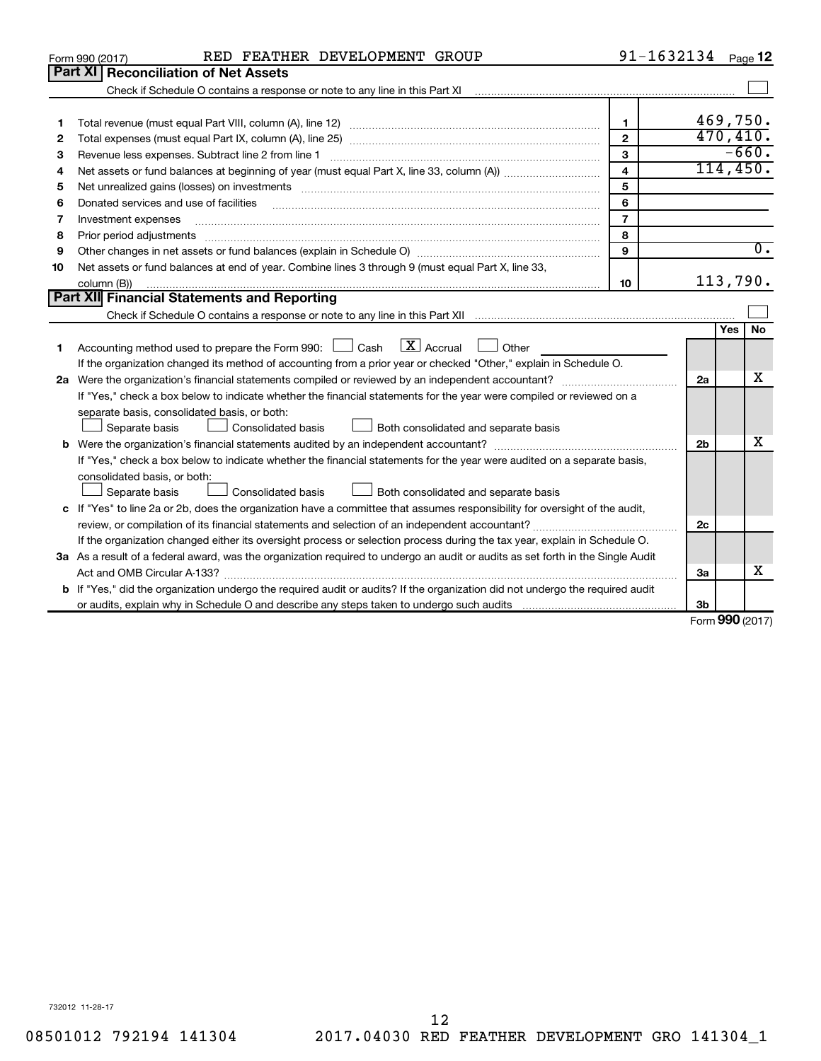Form 990 (2017) RED FEATHER DEVELOPMENT GROUP 91-1632134 Page **12**

## Part XI Reconciliation of Net Assets

Check if Schedule O contains a response or note to any line in this Part XI ☐

| | | | |
|---|---|---|---|
| 1 | Total revenue (must equal Part VIII, column (A), line 12) | 1 | 469,750. |
| 2 | Total expenses (must equal Part IX, column (A), line 25) | 2 | 470,410. |
| 3 | Revenue less expenses. Subtract line 2 from line 1 | 3 | -660. |
| 4 | Net assets or fund balances at beginning of year (must equal Part X, line 33, column (A)) | 4 | 114,450. |
| 5 | Net unrealized gains (losses) on investments | 5 | |
| 6 | Donated services and use of facilities | 6 | |
| 7 | Investment expenses | 7 | |
| 8 | Prior period adjustments | 8 | |
| 9 | Other changes in net assets or fund balances (explain in Schedule O) | 9 | 0. |
| 10 | Net assets or fund balances at end of year. Combine lines 3 through 9 (must equal Part X, line 33, column (B)) | 10 | 113,790. |

## Part XII Financial Statements and Reporting

Check if Schedule O contains a response or note to any line in this Part XII ☐

| | | | Yes | No |
|---|---|---|---|---|
| 1 | Accounting method used to prepare the Form 990: ☐ Cash ☒ Accrual ☐ Other<br>If the organization changed its method of accounting from a prior year or checked "Other," explain in Schedule O. | | | |
| 2a | Were the organization's financial statements compiled or reviewed by an independent accountant?<br>If "Yes," check a box below to indicate whether the financial statements for the year were compiled or reviewed on a separate basis, consolidated basis, or both:<br>☐ Separate basis ☐ Consolidated basis ☐ Both consolidated and separate basis | 2a | | X |
| b | Were the organization's financial statements audited by an independent accountant?<br>If "Yes," check a box below to indicate whether the financial statements for the year were audited on a separate basis, consolidated basis, or both:<br>☐ Separate basis ☐ Consolidated basis ☐ Both consolidated and separate basis | 2b | | X |
| c | If "Yes" to line 2a or 2b, does the organization have a committee that assumes responsibility for oversight of the audit, review, or compilation of its financial statements and selection of an independent accountant?<br>If the organization changed either its oversight process or selection process during the tax year, explain in Schedule O. | 2c | | |
| 3a | As a result of a federal award, was the organization required to undergo an audit or audits as set forth in the Single Audit Act and OMB Circular A-133? | 3a | | X |
| b | If "Yes," did the organization undergo the required audit or audits? If the organization did not undergo the required audit or audits, explain why in Schedule O and describe any steps taken to undergo such audits | 3b | | |

Form **990** (2017)

732012 11-28-17

08501012 792194 141304 2017.04030 RED FEATHER DEVELOPMENT GRO 141304_1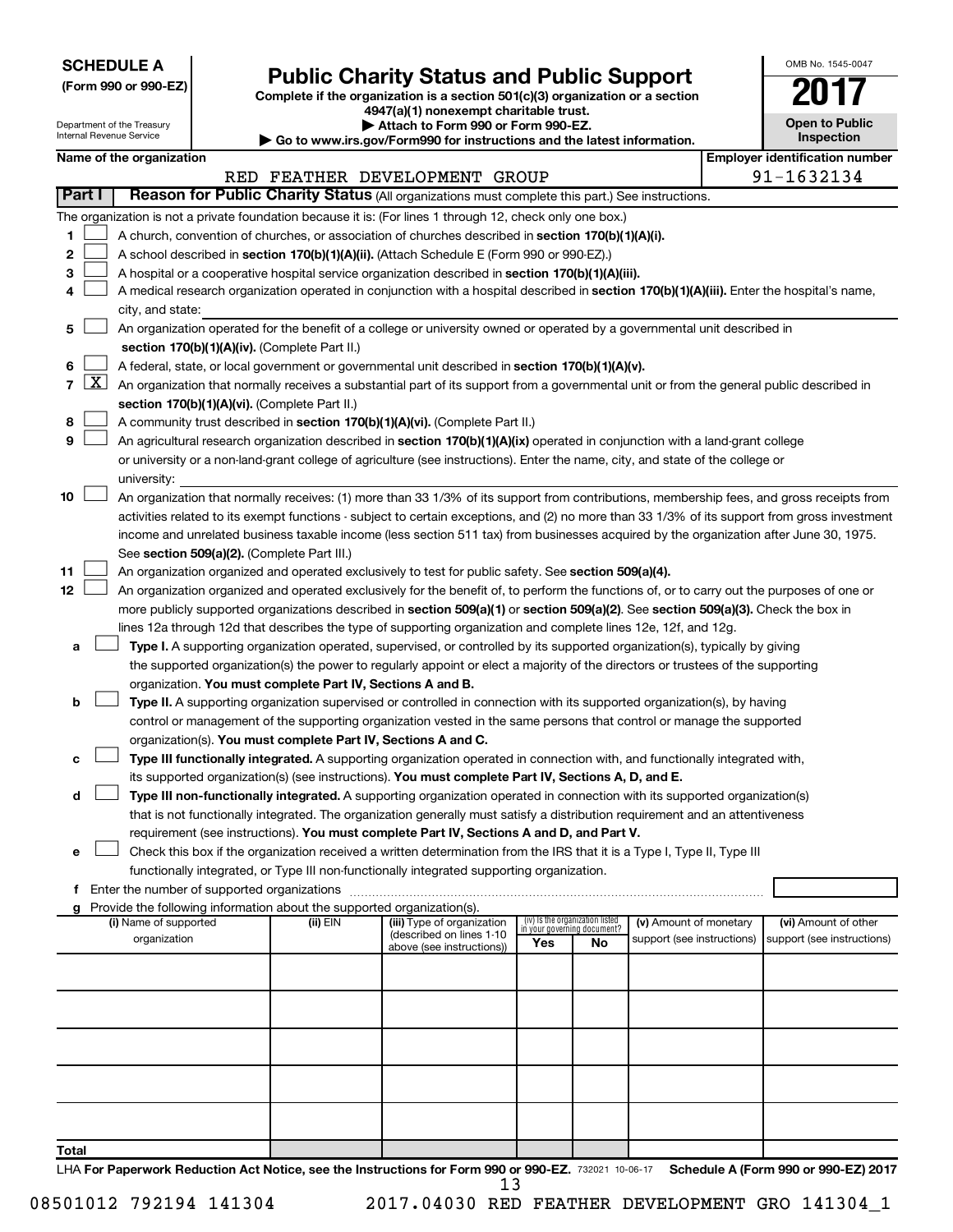**SCHEDULE A**
**(Form 990 or 990-EZ)**

Department of the Treasury
Internal Revenue Service

# Public Charity Status and Public Support

**Complete if the organization is a section 501(c)(3) organization or a section 4947(a)(1) nonexempt charitable trust.**
**▶ Attach to Form 990 or Form 990-EZ.**
**▶ Go to www.irs.gov/Form990 for instructions and the latest information.**

OMB No. 1545-0047
**2017**
**Open to Public Inspection**

**Name of the organization:** RED FEATHER DEVELOPMENT GROUP
**Employer identification number:** 91-1632134

## Part I  Reason for Public Charity Status (All organizations must complete this part.) See instructions.

The organization is not a private foundation because it is: (For lines 1 through 12, check only one box.)

1. [ ] A church, convention of churches, or association of churches described in **section 170(b)(1)(A)(i).**
2. [ ] A school described in **section 170(b)(1)(A)(ii).** (Attach Schedule E (Form 990 or 990-EZ).)
3. [ ] A hospital or a cooperative hospital service organization described in **section 170(b)(1)(A)(iii).**
4. [ ] A medical research organization operated in conjunction with a hospital described in **section 170(b)(1)(A)(iii).** Enter the hospital's name, city, and state: ____________
5. [ ] An organization operated for the benefit of a college or university owned or operated by a governmental unit described in **section 170(b)(1)(A)(iv).** (Complete Part II.)
6. [ ] A federal, state, or local government or governmental unit described in **section 170(b)(1)(A)(v).**
7. [X] An organization that normally receives a substantial part of its support from a governmental unit or from the general public described in **section 170(b)(1)(A)(vi).** (Complete Part II.)
8. [ ] A community trust described in **section 170(b)(1)(A)(vi).** (Complete Part II.)
9. [ ] An agricultural research organization described in **section 170(b)(1)(A)(ix)** operated in conjunction with a land-grant college or university or a non-land-grant college of agriculture (see instructions). Enter the name, city, and state of the college or university: ____________
10. [ ] An organization that normally receives: (1) more than 33 1/3% of its support from contributions, membership fees, and gross receipts from activities related to its exempt functions - subject to certain exceptions, and (2) no more than 33 1/3% of its support from gross investment income and unrelated business taxable income (less section 511 tax) from businesses acquired by the organization after June 30, 1975. See **section 509(a)(2).** (Complete Part III.)
11. [ ] An organization organized and operated exclusively to test for public safety. See **section 509(a)(4).**
12. [ ] An organization organized and operated exclusively for the benefit of, to perform the functions of, or to carry out the purposes of one or more publicly supported organizations described in **section 509(a)(1)** or **section 509(a)(2)**. See **section 509(a)(3).** Check the box in lines 12a through 12d that describes the type of supporting organization and complete lines 12e, 12f, and 12g.
   - **a** [ ] **Type I.** A supporting organization operated, supervised, or controlled by its supported organization(s), typically by giving the supported organization(s) the power to regularly appoint or elect a majority of the directors or trustees of the supporting organization. **You must complete Part IV, Sections A and B.**
   - **b** [ ] **Type II.** A supporting organization supervised or controlled in connection with its supported organization(s), by having control or management of the supporting organization vested in the same persons that control or manage the supported organization(s). **You must complete Part IV, Sections A and C.**
   - **c** [ ] **Type III functionally integrated.** A supporting organization operated in connection with, and functionally integrated with, its supported organization(s) (see instructions). **You must complete Part IV, Sections A, D, and E.**
   - **d** [ ] **Type III non-functionally integrated.** A supporting organization operated in connection with its supported organization(s) that is not functionally integrated. The organization generally must satisfy a distribution requirement and an attentiveness requirement (see instructions). **You must complete Part IV, Sections A and D, and Part V.**
   - **e** [ ] Check this box if the organization received a written determination from the IRS that it is a Type I, Type II, Type III functionally integrated, or Type III non-functionally integrated supporting organization.
   - **f** Enter the number of supported organizations ____________
   - **g** Provide the following information about the supported organization(s).

| (i) Name of supported organization | (ii) EIN | (iii) Type of organization (described on lines 1-10 above (see instructions)) | (iv) Is the organization listed in your governing document? Yes | No | (v) Amount of monetary support (see instructions) | (vi) Amount of other support (see instructions) |
|---|---|---|---|---|---|---|
| | | | | | | |
| | | | | | | |
| | | | | | | |
| | | | | | | |
| | | | | | | |
| **Total** | | | | | | |

LHA **For Paperwork Reduction Act Notice, see the Instructions for Form 990 or 990-EZ.** 732021 10-06-17 **Schedule A (Form 990 or 990-EZ) 2017**

08501012 792194 141304    2017.04030 RED FEATHER DEVELOPMENT GRO 141304_1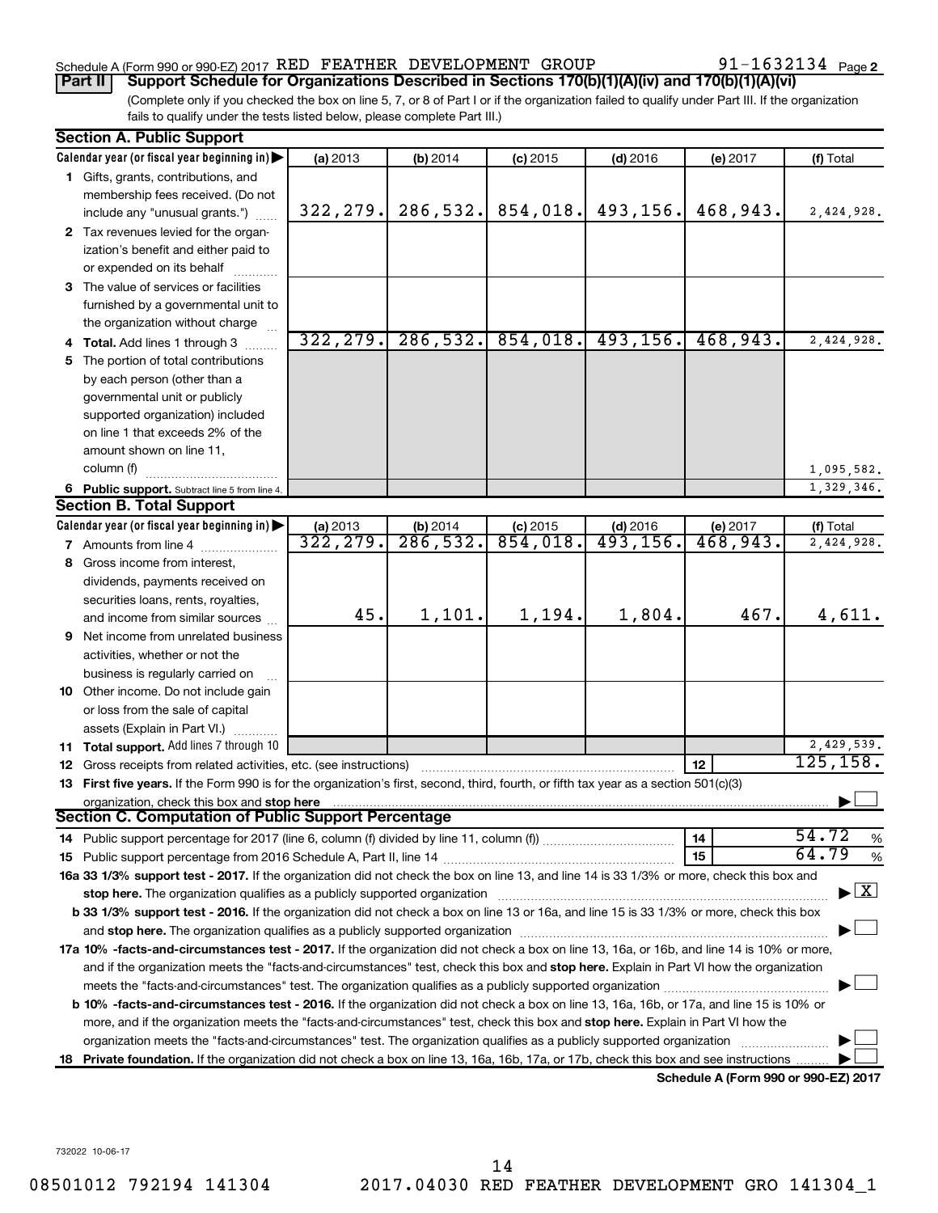Schedule A (Form 990 or 990-EZ) 2017 RED FEATHER DEVELOPMENT GROUP 91-1632134 Page 2

**Part II Support Schedule for Organizations Described in Sections 170(b)(1)(A)(iv) and 170(b)(1)(A)(vi)**

(Complete only if you checked the box on line 5, 7, or 8 of Part I or if the organization failed to qualify under Part III. If the organization fails to qualify under the tests listed below, please complete Part III.)

**Section A. Public Support**

| Calendar year (or fiscal year beginning in) | (a) 2013 | (b) 2014 | (c) 2015 | (d) 2016 | (e) 2017 | (f) Total |
|---|---|---|---|---|---|---|
| 1 Gifts, grants, contributions, and membership fees received. (Do not include any "unusual grants.") | 322,279. | 286,532. | 854,018. | 493,156. | 468,943. | 2,424,928. |
| 2 Tax revenues levied for the organization's benefit and either paid to or expended on its behalf | | | | | | |
| 3 The value of services or facilities furnished by a governmental unit to the organization without charge | | | | | | |
| 4 Total. Add lines 1 through 3 | 322,279. | 286,532. | 854,018. | 493,156. | 468,943. | 2,424,928. |
| 5 The portion of total contributions by each person (other than a governmental unit or publicly supported organization) included on line 1 that exceeds 2% of the amount shown on line 11, column (f) | | | | | | 1,095,582. |
| 6 Public support. Subtract line 5 from line 4. | | | | | | 1,329,346. |

**Section B. Total Support**

| Calendar year (or fiscal year beginning in) | (a) 2013 | (b) 2014 | (c) 2015 | (d) 2016 | (e) 2017 | (f) Total |
|---|---|---|---|---|---|---|
| 7 Amounts from line 4 | 322,279. | 286,532. | 854,018. | 493,156. | 468,943. | 2,424,928. |
| 8 Gross income from interest, dividends, payments received on securities loans, rents, royalties, and income from similar sources | 45. | 1,101. | 1,194. | 1,804. | 467. | 4,611. |
| 9 Net income from unrelated business activities, whether or not the business is regularly carried on | | | | | | |
| 10 Other income. Do not include gain or loss from the sale of capital assets (Explain in Part VI.) | | | | | | |
| 11 Total support. Add lines 7 through 10 | | | | | | 2,429,539. |

12 Gross receipts from related activities, etc. (see instructions) — 12: 125,158.

13 **First five years.** If the Form 990 is for the organization's first, second, third, fourth, or fifth tax year as a section 501(c)(3) organization, check this box and **stop here** ☐

**Section C. Computation of Public Support Percentage**

14 Public support percentage for 2017 (line 6, column (f) divided by line 11, column (f)) — 14: 54.72 %

15 Public support percentage from 2016 Schedule A, Part II, line 14 — 15: 64.79 %

16a **33 1/3% support test - 2017.** If the organization did not check the box on line 13, and line 14 is 33 1/3% or more, check this box and **stop here.** The organization qualifies as a publicly supported organization ☒

b **33 1/3% support test - 2016.** If the organization did not check a box on line 13 or 16a, and line 15 is 33 1/3% or more, check this box and **stop here.** The organization qualifies as a publicly supported organization ☐

17a **10% -facts-and-circumstances test - 2017.** If the organization did not check a box on line 13, 16a, or 16b, and line 14 is 10% or more, and if the organization meets the "facts-and-circumstances" test, check this box and **stop here.** Explain in Part VI how the organization meets the "facts-and-circumstances" test. The organization qualifies as a publicly supported organization ☐

b **10% -facts-and-circumstances test - 2016.** If the organization did not check a box on line 13, 16a, 16b, or 17a, and line 15 is 10% or more, and if the organization meets the "facts-and-circumstances" test, check this box and **stop here.** Explain in Part VI how the organization meets the "facts-and-circumstances" test. The organization qualifies as a publicly supported organization ☐

18 **Private foundation.** If the organization did not check a box on line 13, 16a, 16b, 17a, or 17b, check this box and see instructions ☐

**Schedule A (Form 990 or 990-EZ) 2017**

732022 10-06-17

08501012 792194 141304 2017.04030 RED FEATHER DEVELOPMENT GRO 141304_1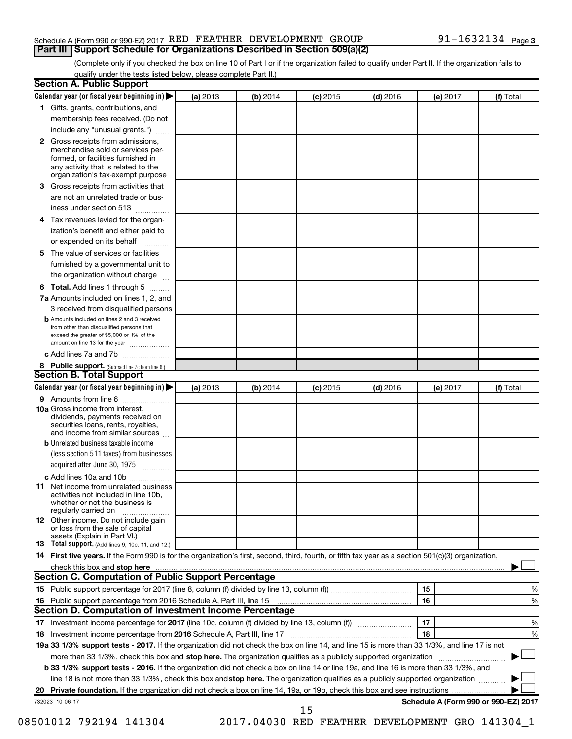Schedule A (Form 990 or 990-EZ) 2017 RED FEATHER DEVELOPMENT GROUP 91-1632134 Page 3

## Part III Support Schedule for Organizations Described in Section 509(a)(2)

(Complete only if you checked the box on line 10 of Part I or if the organization failed to qualify under Part II. If the organization fails to qualify under the tests listed below, please complete Part II.)

### Section A. Public Support

| Calendar year (or fiscal year beginning in) ▶ | (a) 2013 | (b) 2014 | (c) 2015 | (d) 2016 | (e) 2017 | (f) Total |
|---|---|---|---|---|---|---|
| **1** Gifts, grants, contributions, and membership fees received. (Do not include any "unusual grants.") | | | | | | |
| **2** Gross receipts from admissions, merchandise sold or services performed, or facilities furnished in any activity that is related to the organization's tax-exempt purpose | | | | | | |
| **3** Gross receipts from activities that are not an unrelated trade or business under section 513 | | | | | | |
| **4** Tax revenues levied for the organization's benefit and either paid to or expended on its behalf | | | | | | |
| **5** The value of services or facilities furnished by a governmental unit to the organization without charge | | | | | | |
| **6 Total.** Add lines 1 through 5 | | | | | | |
| **7a** Amounts included on lines 1, 2, and 3 received from disqualified persons | | | | | | |
| **b** Amounts included on lines 2 and 3 received from other than disqualified persons that exceed the greater of $5,000 or 1% of the amount on line 13 for the year | | | | | | |
| **c** Add lines 7a and 7b | | | | | | |
| **8 Public support.** (Subtract line 7c from line 6.) | | | | | | |

### Section B. Total Support

| Calendar year (or fiscal year beginning in) ▶ | (a) 2013 | (b) 2014 | (c) 2015 | (d) 2016 | (e) 2017 | (f) Total |
|---|---|---|---|---|---|---|
| **9** Amounts from line 6 | | | | | | |
| **10a** Gross income from interest, dividends, payments received on securities loans, rents, royalties, and income from similar sources | | | | | | |
| **b** Unrelated business taxable income (less section 511 taxes) from businesses acquired after June 30, 1975 | | | | | | |
| **c** Add lines 10a and 10b | | | | | | |
| **11** Net income from unrelated business activities not included in line 10b, whether or not the business is regularly carried on | | | | | | |
| **12** Other income. Do not include gain or loss from the sale of capital assets (Explain in Part VI.) | | | | | | |
| **13 Total support.** (Add lines 9, 10c, 11, and 12.) | | | | | | |

**14 First five years.** If the Form 990 is for the organization's first, second, third, fourth, or fifth tax year as a section 501(c)(3) organization, check this box and **stop here** ▶ ☐

### Section C. Computation of Public Support Percentage

| | | | |
|---|---|---|---|
| **15** Public support percentage for 2017 (line 8, column (f) divided by line 13, column (f)) | 15 | | % |
| **16** Public support percentage from 2016 Schedule A, Part III, line 15 | 16 | | % |

### Section D. Computation of Investment Income Percentage

| | | | |
|---|---|---|---|
| **17** Investment income percentage for **2017** (line 10c, column (f) divided by line 13, column (f)) | 17 | | % |
| **18** Investment income percentage from **2016** Schedule A, Part III, line 17 | 18 | | % |

**19a 33 1/3% support tests - 2017.** If the organization did not check the box on line 14, and line 15 is more than 33 1/3%, and line 17 is not more than 33 1/3%, check this box and **stop here.** The organization qualifies as a publicly supported organization ▶ ☐

**b 33 1/3% support tests - 2016.** If the organization did not check a box on line 14 or line 19a, and line 16 is more than 33 1/3%, and line 18 is not more than 33 1/3%, check this box and **stop here.** The organization qualifies as a publicly supported organization ▶ ☐

**20 Private foundation.** If the organization did not check a box on line 14, 19a, or 19b, check this box and see instructions ▶ ☐

732023 10-06-17 **Schedule A (Form 990 or 990-EZ) 2017**

08501012 792194 141304 2017.04030 RED FEATHER DEVELOPMENT GRO 141304_1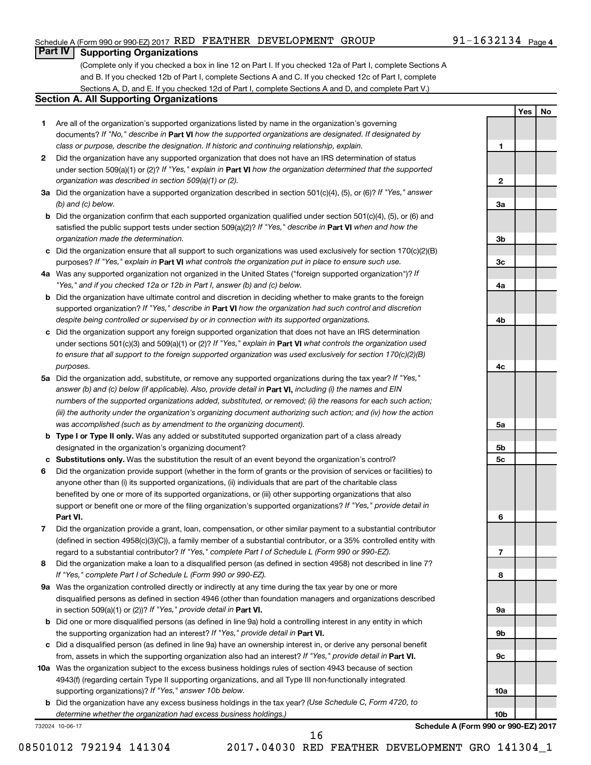Schedule A (Form 990 or 990-EZ) 2017 RED FEATHER DEVELOPMENT GROUP 91-1632134 Page 4

## Part IV Supporting Organizations

(Complete only if you checked a box in line 12 on Part I. If you checked 12a of Part I, complete Sections A and B. If you checked 12b of Part I, complete Sections A and C. If you checked 12c of Part I, complete Sections A, D, and E. If you checked 12d of Part I, complete Sections A and D, and complete Part V.)

### Section A. All Supporting Organizations

| | | | Yes | No |
|---|---|---|---|---|
| 1 | Are all of the organization's supported organizations listed by name in the organization's governing documents? *If "No," describe in* **Part VI** *how the supported organizations are designated. If designated by class or purpose, describe the designation. If historic and continuing relationship, explain.* | 1 | | |
| 2 | Did the organization have any supported organization that does not have an IRS determination of status under section 509(a)(1) or (2)? *If "Yes," explain in* **Part VI** *how the organization determined that the supported organization was described in section 509(a)(1) or (2).* | 2 | | |
| 3a | Did the organization have a supported organization described in section 501(c)(4), (5), or (6)? *If "Yes," answer (b) and (c) below.* | 3a | | |
| b | Did the organization confirm that each supported organization qualified under section 501(c)(4), (5), or (6) and satisfied the public support tests under section 509(a)(2)? *If "Yes," describe in* **Part VI** *when and how the organization made the determination.* | 3b | | |
| c | Did the organization ensure that all support to such organizations was used exclusively for section 170(c)(2)(B) purposes? *If "Yes," explain in* **Part VI** *what controls the organization put in place to ensure such use.* | 3c | | |
| 4a | Was any supported organization not organized in the United States ("foreign supported organization")? *If "Yes," and if you checked 12a or 12b in Part I, answer (b) and (c) below.* | 4a | | |
| b | Did the organization have ultimate control and discretion in deciding whether to make grants to the foreign supported organization? *If "Yes," describe in* **Part VI** *how the organization had such control and discretion despite being controlled or supervised by or in connection with its supported organizations.* | 4b | | |
| c | Did the organization support any foreign supported organization that does not have an IRS determination under sections 501(c)(3) and 509(a)(1) or (2)? *If "Yes," explain in* **Part VI** *what controls the organization used to ensure that all support to the foreign supported organization was used exclusively for section 170(c)(2)(B) purposes.* | 4c | | |
| 5a | Did the organization add, substitute, or remove any supported organizations during the tax year? *If "Yes," answer (b) and (c) below (if applicable). Also, provide detail in* **Part VI,** *including (i) the names and EIN numbers of the supported organizations added, substituted, or removed; (ii) the reasons for each such action; (iii) the authority under the organization's organizing document authorizing such action; and (iv) how the action was accomplished (such as by amendment to the organizing document).* | 5a | | |
| b | **Type I or Type II only.** Was any added or substituted supported organization part of a class already designated in the organization's organizing document? | 5b | | |
| c | **Substitutions only.** Was the substitution the result of an event beyond the organization's control? | 5c | | |
| 6 | Did the organization provide support (whether in the form of grants or the provision of services or facilities) to anyone other than (i) its supported organizations, (ii) individuals that are part of the charitable class benefited by one or more of its supported organizations, or (iii) other supporting organizations that also support or benefit one or more of the filing organization's supported organizations? *If "Yes," provide detail in* **Part VI.** | 6 | | |
| 7 | Did the organization provide a grant, loan, compensation, or other similar payment to a substantial contributor (defined in section 4958(c)(3)(C)), a family member of a substantial contributor, or a 35% controlled entity with regard to a substantial contributor? *If "Yes," complete Part I of Schedule L (Form 990 or 990-EZ).* | 7 | | |
| 8 | Did the organization make a loan to a disqualified person (as defined in section 4958) not described in line 7? *If "Yes," complete Part I of Schedule L (Form 990 or 990-EZ).* | 8 | | |
| 9a | Was the organization controlled directly or indirectly at any time during the tax year by one or more disqualified persons as defined in section 4946 (other than foundation managers and organizations described in section 509(a)(1) or (2))? *If "Yes," provide detail in* **Part VI.** | 9a | | |
| b | Did one or more disqualified persons (as defined in line 9a) hold a controlling interest in any entity in which the supporting organization had an interest? *If "Yes," provide detail in* **Part VI.** | 9b | | |
| c | Did a disqualified person (as defined in line 9a) have an ownership interest in, or derive any personal benefit from, assets in which the supporting organization also had an interest? *If "Yes," provide detail in* **Part VI.** | 9c | | |
| 10a | Was the organization subject to the excess business holdings rules of section 4943 because of section 4943(f) (regarding certain Type II supporting organizations, and all Type III non-functionally integrated supporting organizations)? *If "Yes," answer 10b below.* | 10a | | |
| b | Did the organization have any excess business holdings in the tax year? *(Use Schedule C, Form 4720, to determine whether the organization had excess business holdings.)* | 10b | | |

732024 10-06-17 **Schedule A (Form 990 or 990-EZ) 2017**

08501012 792194 141304 2017.04030 RED FEATHER DEVELOPMENT GRO 141304_1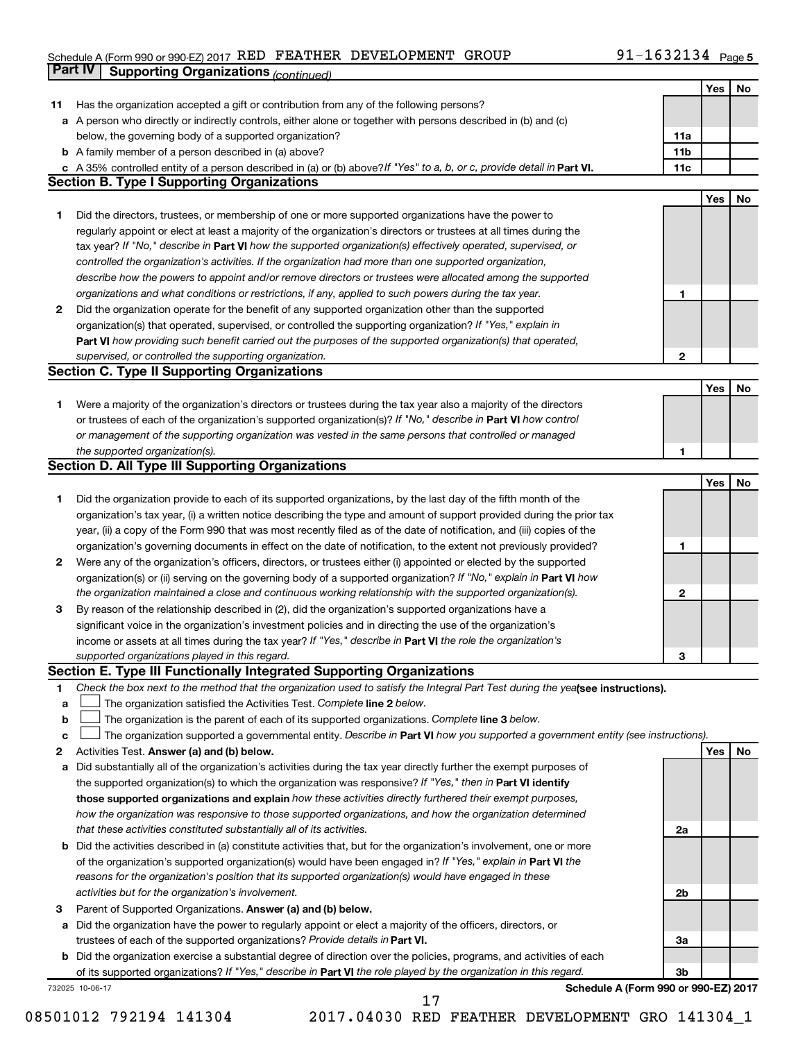Schedule A (Form 990 or 990-EZ) 2017 RED FEATHER DEVELOPMENT GROUP 91-1632134 Page 5

**Part IV** **Supporting Organizations** *(continued)*

| | | | Yes | No |
|---|---|---|---|---|
| **11** | Has the organization accepted a gift or contribution from any of the following persons? | | | |
| **a** | A person who directly or indirectly controls, either alone or together with persons described in (b) and (c) below, the governing body of a supported organization? | **11a** | | |
| **b** | A family member of a person described in (a) above? | **11b** | | |
| **c** | A 35% controlled entity of a person described in (a) or (b) above? *If "Yes" to a, b, or c, provide detail in* **Part VI.** | **11c** | | |

## Section B. Type I Supporting Organizations

| | | | Yes | No |
|---|---|---|---|---|
| **1** | Did the directors, trustees, or membership of one or more supported organizations have the power to regularly appoint or elect at least a majority of the organization's directors or trustees at all times during the tax year? *If "No," describe in* **Part VI** *how the supported organization(s) effectively operated, supervised, or controlled the organization's activities. If the organization had more than one supported organization, describe how the powers to appoint and/or remove directors or trustees were allocated among the supported organizations and what conditions or restrictions, if any, applied to such powers during the tax year.* | **1** | | |
| **2** | Did the organization operate for the benefit of any supported organization other than the supported organization(s) that operated, supervised, or controlled the supporting organization? *If "Yes," explain in* **Part VI** *how providing such benefit carried out the purposes of the supported organization(s) that operated, supervised, or controlled the supporting organization.* | **2** | | |

## Section C. Type II Supporting Organizations

| | | | Yes | No |
|---|---|---|---|---|
| **1** | Were a majority of the organization's directors or trustees during the tax year also a majority of the directors or trustees of each of the organization's supported organization(s)? *If "No," describe in* **Part VI** *how control or management of the supporting organization was vested in the same persons that controlled or managed the supported organization(s).* | **1** | | |

## Section D. All Type III Supporting Organizations

| | | | Yes | No |
|---|---|---|---|---|
| **1** | Did the organization provide to each of its supported organizations, by the last day of the fifth month of the organization's tax year, (i) a written notice describing the type and amount of support provided during the prior tax year, (ii) a copy of the Form 990 that was most recently filed as of the date of notification, and (iii) copies of the organization's governing documents in effect on the date of notification, to the extent not previously provided? | **1** | | |
| **2** | Were any of the organization's officers, directors, or trustees either (i) appointed or elected by the supported organization(s) or (ii) serving on the governing body of a supported organization? *If "No," explain in* **Part VI** *how the organization maintained a close and continuous working relationship with the supported organization(s).* | **2** | | |
| **3** | By reason of the relationship described in (2), did the organization's supported organizations have a significant voice in the organization's investment policies and in directing the use of the organization's income or assets at all times during the tax year? *If "Yes," describe in* **Part VI** *the role the organization's supported organizations played in this regard.* | **3** | | |

## Section E. Type III Functionally Integrated Supporting Organizations

**1** *Check the box next to the method that the organization used to satisfy the Integral Part Test during the year* **(see instructions).**

- **a** ☐ The organization satisfied the Activities Test. *Complete* **line 2** *below.*
- **b** ☐ The organization is the parent of each of its supported organizations. *Complete* **line 3** *below.*
- **c** ☐ The organization supported a governmental entity. *Describe in* **Part VI** *how you supported a government entity (see instructions).*

| | | | Yes | No |
|---|---|---|---|---|
| **2** | Activities Test. **Answer (a) and (b) below.** | | | |
| **a** | Did substantially all of the organization's activities during the tax year directly further the exempt purposes of the supported organization(s) to which the organization was responsive? *If "Yes," then in* **Part VI identify those supported organizations and explain** *how these activities directly furthered their exempt purposes, how the organization was responsive to those supported organizations, and how the organization determined that these activities constituted substantially all of its activities.* | **2a** | | |
| **b** | Did the activities described in (a) constitute activities that, but for the organization's involvement, one or more of the organization's supported organization(s) would have been engaged in? *If "Yes," explain in* **Part VI** *the reasons for the organization's position that its supported organization(s) would have engaged in these activities but for the organization's involvement.* | **2b** | | |
| **3** | Parent of Supported Organizations. **Answer (a) and (b) below.** | | | |
| **a** | Did the organization have the power to regularly appoint or elect a majority of the officers, directors, or trustees of each of the supported organizations? *Provide details in* **Part VI.** | **3a** | | |
| **b** | Did the organization exercise a substantial degree of direction over the policies, programs, and activities of each of its supported organizations? *If "Yes," describe in* **Part VI** *the role played by the organization in this regard.* | **3b** | | |

732025 10-06-17 **Schedule A (Form 990 or 990-EZ) 2017**

08501012 792194 141304 2017.04030 RED FEATHER DEVELOPMENT GRO 141304_1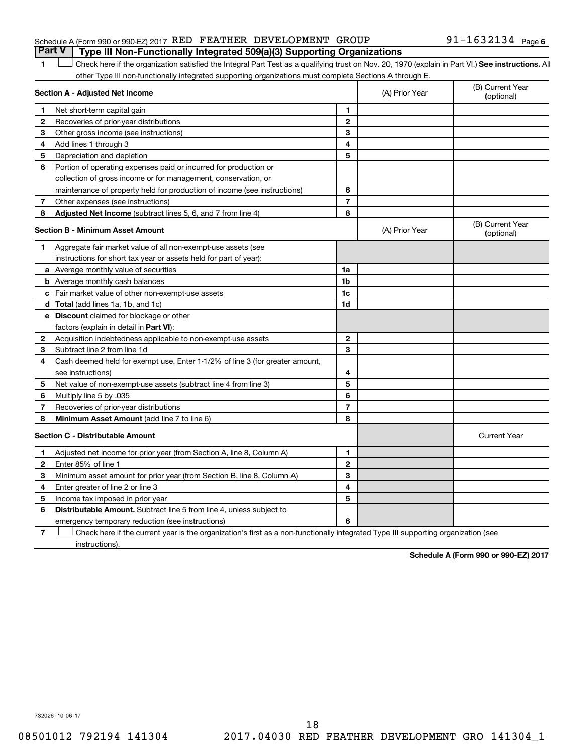Schedule A (Form 990 or 990-EZ) 2017 RED FEATHER DEVELOPMENT GROUP 91-1632134 Page 6

## Part V | Type III Non-Functionally Integrated 509(a)(3) Supporting Organizations

1 ☐ Check here if the organization satisfied the Integral Part Test as a qualifying trust on Nov. 20, 1970 (explain in Part VI.) **See instructions.** All other Type III non-functionally integrated supporting organizations must complete Sections A through E.

| | **Section A - Adjusted Net Income** | | (A) Prior Year | (B) Current Year (optional) |
|---|---|---|---|---|
| 1 | Net short-term capital gain | 1 | | |
| 2 | Recoveries of prior-year distributions | 2 | | |
| 3 | Other gross income (see instructions) | 3 | | |
| 4 | Add lines 1 through 3 | 4 | | |
| 5 | Depreciation and depletion | 5 | | |
| 6 | Portion of operating expenses paid or incurred for production or collection of gross income or for management, conservation, or maintenance of property held for production of income (see instructions) | 6 | | |
| 7 | Other expenses (see instructions) | 7 | | |
| 8 | **Adjusted Net Income** (subtract lines 5, 6, and 7 from line 4) | 8 | | |

| | **Section B - Minimum Asset Amount** | | (A) Prior Year | (B) Current Year (optional) |
|---|---|---|---|---|
| 1 | Aggregate fair market value of all non-exempt-use assets (see instructions for short tax year or assets held for part of year): | | | |
| a | Average monthly value of securities | 1a | | |
| b | Average monthly cash balances | 1b | | |
| c | Fair market value of other non-exempt-use assets | 1c | | |
| d | **Total** (add lines 1a, 1b, and 1c) | 1d | | |
| e | **Discount** claimed for blockage or other factors (explain in detail in **Part VI**): | | | |
| 2 | Acquisition indebtedness applicable to non-exempt-use assets | 2 | | |
| 3 | Subtract line 2 from line 1d | 3 | | |
| 4 | Cash deemed held for exempt use. Enter 1-1/2% of line 3 (for greater amount, see instructions) | 4 | | |
| 5 | Net value of non-exempt-use assets (subtract line 4 from line 3) | 5 | | |
| 6 | Multiply line 5 by .035 | 6 | | |
| 7 | Recoveries of prior-year distributions | 7 | | |
| 8 | **Minimum Asset Amount** (add line 7 to line 6) | 8 | | |

| | **Section C - Distributable Amount** | | | Current Year |
|---|---|---|---|---|
| 1 | Adjusted net income for prior year (from Section A, line 8, Column A) | 1 | | |
| 2 | Enter 85% of line 1 | 2 | | |
| 3 | Minimum asset amount for prior year (from Section B, line 8, Column A) | 3 | | |
| 4 | Enter greater of line 2 or line 3 | 4 | | |
| 5 | Income tax imposed in prior year | 5 | | |
| 6 | **Distributable Amount.** Subtract line 5 from line 4, unless subject to emergency temporary reduction (see instructions) | 6 | | |

7 ☐ Check here if the current year is the organization's first as a non-functionally integrated Type III supporting organization (see instructions).

**Schedule A (Form 990 or 990-EZ) 2017**

732026 10-06-17

08501012 792194 141304 2017.04030 RED FEATHER DEVELOPMENT GRO 141304_1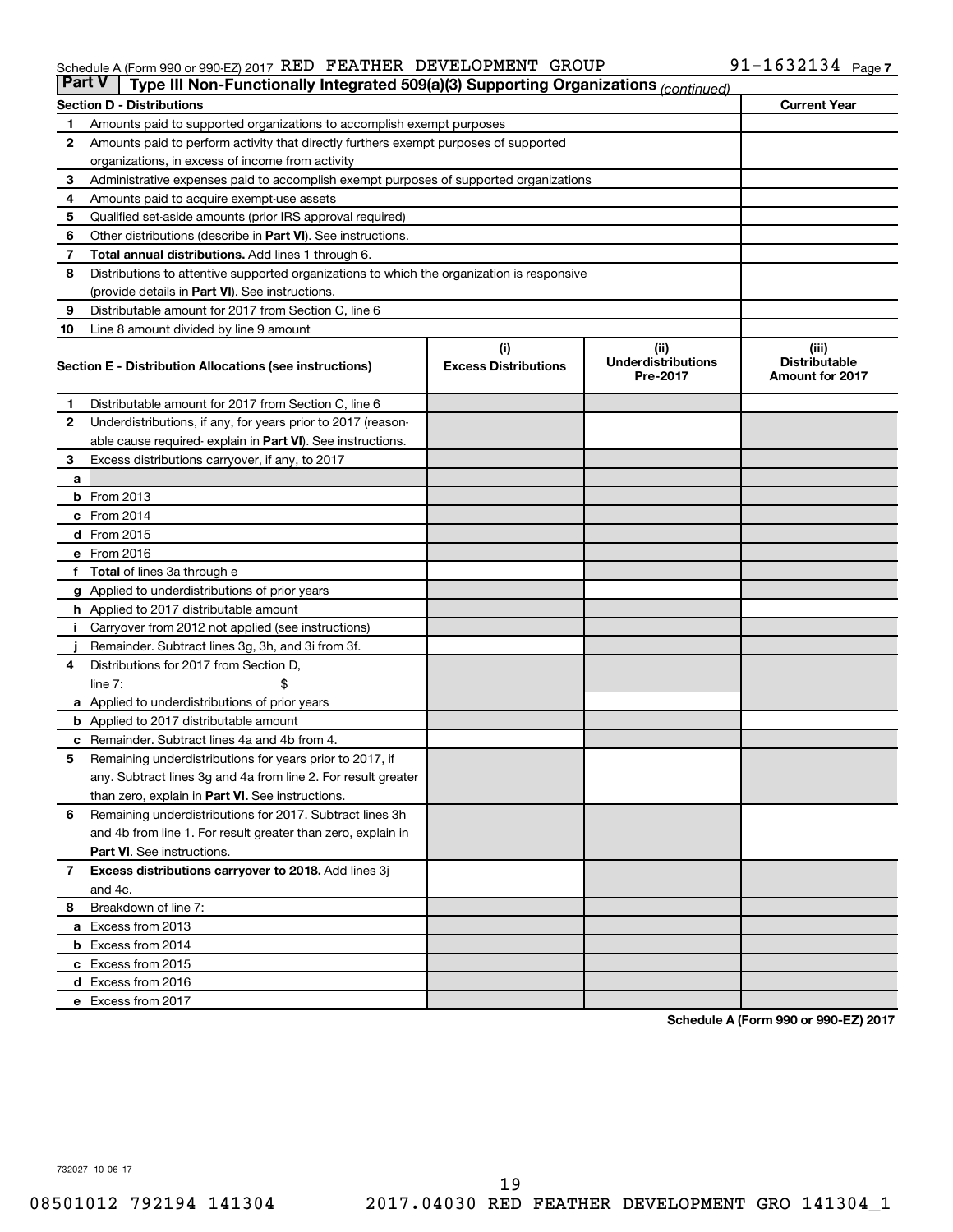Schedule A (Form 990 or 990-EZ) 2017 RED FEATHER DEVELOPMENT GROUP 91-1632134 Page 7

## Part V | Type III Non-Functionally Integrated 509(a)(3) Supporting Organizations *(continued)*

| Section D - Distributions | | Current Year |
|---|---|---|
| 1 | Amounts paid to supported organizations to accomplish exempt purposes | |
| 2 | Amounts paid to perform activity that directly furthers exempt purposes of supported organizations, in excess of income from activity | |
| 3 | Administrative expenses paid to accomplish exempt purposes of supported organizations | |
| 4 | Amounts paid to acquire exempt-use assets | |
| 5 | Qualified set-aside amounts (prior IRS approval required) | |
| 6 | Other distributions (describe in **Part VI**). See instructions. | |
| 7 | **Total annual distributions.** Add lines 1 through 6. | |
| 8 | Distributions to attentive supported organizations to which the organization is responsive (provide details in **Part VI**). See instructions. | |
| 9 | Distributable amount for 2017 from Section C, line 6 | |
| 10 | Line 8 amount divided by line 9 amount | |

| Section E - Distribution Allocations (see instructions) | | (i) Excess Distributions | (ii) Underdistributions Pre-2017 | (iii) Distributable Amount for 2017 |
|---|---|---|---|---|
| 1 | Distributable amount for 2017 from Section C, line 6 | | | |
| 2 | Underdistributions, if any, for years prior to 2017 (reasonable cause required- explain in **Part VI**). See instructions. | | | |
| 3 | Excess distributions carryover, if any, to 2017 | | | |
| a | | | | |
| b | From 2013 | | | |
| c | From 2014 | | | |
| d | From 2015 | | | |
| e | From 2016 | | | |
| f | **Total** of lines 3a through e | | | |
| g | Applied to underdistributions of prior years | | | |
| h | Applied to 2017 distributable amount | | | |
| i | Carryover from 2012 not applied (see instructions) | | | |
| j | Remainder. Subtract lines 3g, 3h, and 3i from 3f. | | | |
| 4 | Distributions for 2017 from Section D, line 7: $ | | | |
| a | Applied to underdistributions of prior years | | | |
| b | Applied to 2017 distributable amount | | | |
| c | Remainder. Subtract lines 4a and 4b from 4. | | | |
| 5 | Remaining underdistributions for years prior to 2017, if any. Subtract lines 3g and 4a from line 2. For result greater than zero, explain in **Part VI.** See instructions. | | | |
| 6 | Remaining underdistributions for 2017. Subtract lines 3h and 4b from line 1. For result greater than zero, explain in **Part VI**. See instructions. | | | |
| 7 | **Excess distributions carryover to 2018.** Add lines 3j and 4c. | | | |
| 8 | Breakdown of line 7: | | | |
| a | Excess from 2013 | | | |
| b | Excess from 2014 | | | |
| c | Excess from 2015 | | | |
| d | Excess from 2016 | | | |
| e | Excess from 2017 | | | |

**Schedule A (Form 990 or 990-EZ) 2017**

732027 10-06-17

08501012 792194 141304 2017.04030 RED FEATHER DEVELOPMENT GRO 141304_1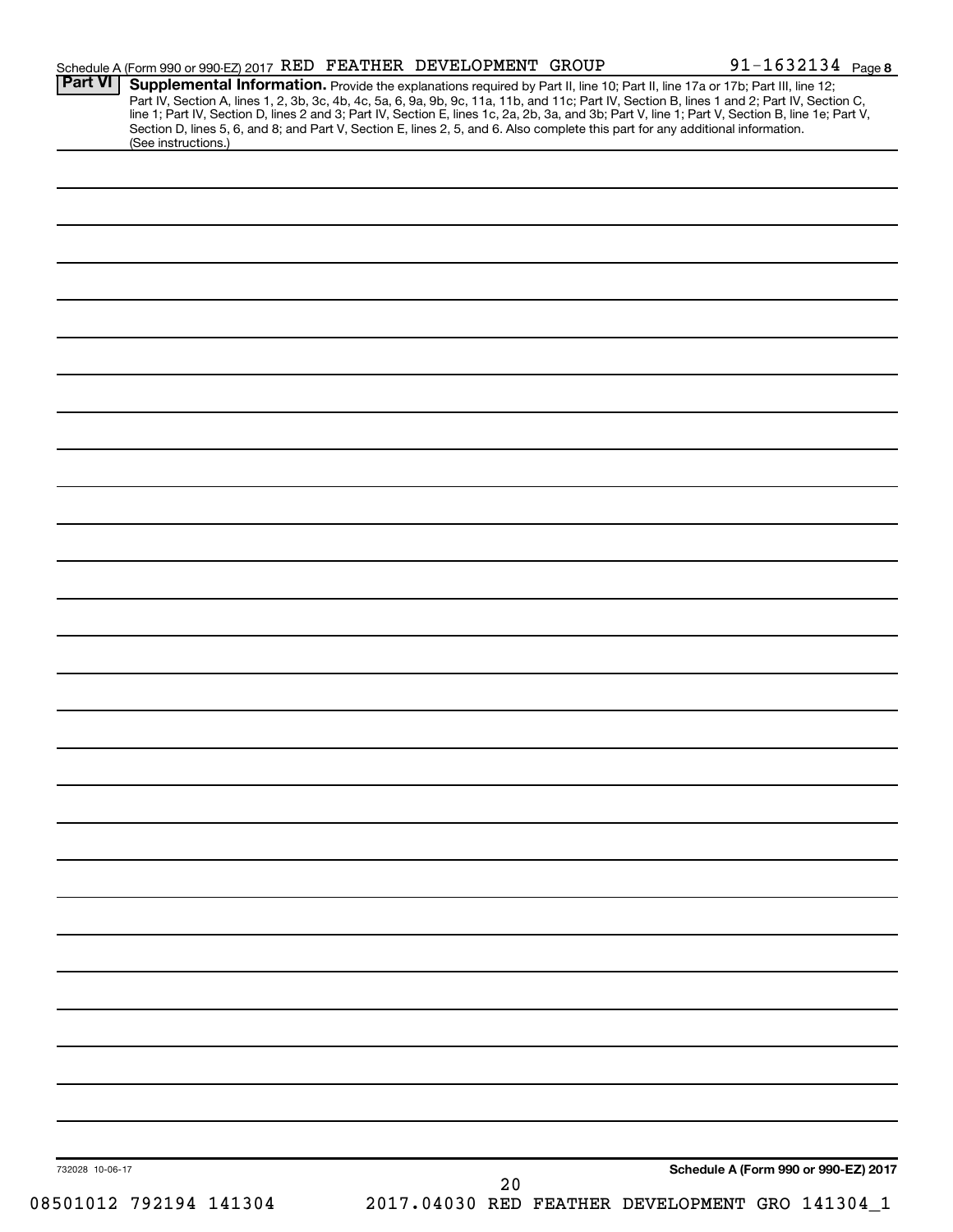Schedule A (Form 990 or 990-EZ) 2017 RED FEATHER DEVELOPMENT GROUP 91-1632134 Page 8

**Part VI** **Supplemental Information.** Provide the explanations required by Part II, line 10; Part II, line 17a or 17b; Part III, line 12; Part IV, Section A, lines 1, 2, 3b, 3c, 4b, 4c, 5a, 6, 9a, 9b, 9c, 11a, 11b, and 11c; Part IV, Section B, lines 1 and 2; Part IV, Section C, line 1; Part IV, Section D, lines 2 and 3; Part IV, Section E, lines 1c, 2a, 2b, 3a, and 3b; Part V, line 1; Part V, Section B, line 1e; Part V, Section D, lines 5, 6, and 8; and Part V, Section E, lines 2, 5, and 6. Also complete this part for any additional information. (See instructions.)

732028 10-06-17

**Schedule A (Form 990 or 990-EZ) 2017**

08501012 792194 141304 2017.04030 RED FEATHER DEVELOPMENT GRO 141304_1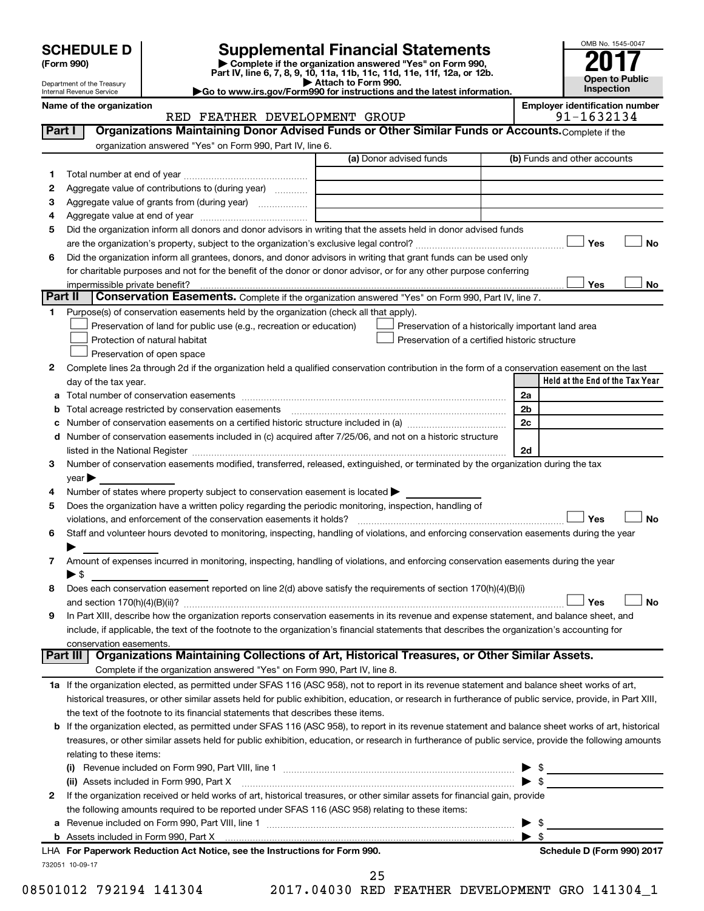# SCHEDULE D (Form 990)

Department of the Treasury
Internal Revenue Service

# Supplemental Financial Statements

▶ Complete if the organization answered "Yes" on Form 990, Part IV, line 6, 7, 8, 9, 10, 11a, 11b, 11c, 11d, 11e, 11f, 12a, or 12b.
▶ Attach to Form 990.
▶Go to www.irs.gov/Form990 for instructions and the latest information.

OMB No. 1545-0047

**2017**

**Open to Public Inspection**

**Name of the organization:** RED FEATHER DEVELOPMENT GROUP
**Employer identification number:** 91-1632134

## Part I — Organizations Maintaining Donor Advised Funds or Other Similar Funds or Accounts.

Complete if the organization answered "Yes" on Form 990, Part IV, line 6.

| | | (a) Donor advised funds | (b) Funds and other accounts |
|---|---|---|---|
| 1 | Total number at end of year | | |
| 2 | Aggregate value of contributions to (during year) | | |
| 3 | Aggregate value of grants from (during year) | | |
| 4 | Aggregate value at end of year | | |

5 Did the organization inform all donors and donor advisors in writing that the assets held in donor advised funds are the organization's property, subject to the organization's exclusive legal control? ☐ Yes ☐ No

6 Did the organization inform all grantees, donors, and donor advisors in writing that grant funds can be used only for charitable purposes and not for the benefit of the donor or donor advisor, or for any other purpose conferring impermissible private benefit? ☐ Yes ☐ No

## Part II — Conservation Easements.

Complete if the organization answered "Yes" on Form 990, Part IV, line 7.

1 Purpose(s) of conservation easements held by the organization (check all that apply).

- ☐ Preservation of land for public use (e.g., recreation or education)
- ☐ Protection of natural habitat
- ☐ Preservation of open space
- ☐ Preservation of a historically important land area
- ☐ Preservation of a certified historic structure

2 Complete lines 2a through 2d if the organization held a qualified conservation contribution in the form of a conservation easement on the last day of the tax year.

| | | | Held at the End of the Tax Year |
|---|---|---|---|
| a | Total number of conservation easements | 2a | |
| b | Total acreage restricted by conservation easements | 2b | |
| c | Number of conservation easements on a certified historic structure included in (a) | 2c | |
| d | Number of conservation easements included in (c) acquired after 7/25/06, and not on a historic structure listed in the National Register | 2d | |

3 Number of conservation easements modified, transferred, released, extinguished, or terminated by the organization during the tax year ▶

4 Number of states where property subject to conservation easement is located ▶

5 Does the organization have a written policy regarding the periodic monitoring, inspection, handling of violations, and enforcement of the conservation easements it holds? ☐ Yes ☐ No

6 Staff and volunteer hours devoted to monitoring, inspecting, handling of violations, and enforcing conservation easements during the year ▶

7 Amount of expenses incurred in monitoring, inspecting, handling of violations, and enforcing conservation easements during the year ▶ $

8 Does each conservation easement reported on line 2(d) above satisfy the requirements of section 170(h)(4)(B)(i) and section 170(h)(4)(B)(ii)? ☐ Yes ☐ No

9 In Part XIII, describe how the organization reports conservation easements in its revenue and expense statement, and balance sheet, and include, if applicable, the text of the footnote to the organization's financial statements that describes the organization's accounting for conservation easements.

## Part III — Organizations Maintaining Collections of Art, Historical Treasures, or Other Similar Assets.

Complete if the organization answered "Yes" on Form 990, Part IV, line 8.

1a If the organization elected, as permitted under SFAS 116 (ASC 958), not to report in its revenue statement and balance sheet works of art, historical treasures, or other similar assets held for public exhibition, education, or research in furtherance of public service, provide, in Part XIII, the text of the footnote to its financial statements that describes these items.

b If the organization elected, as permitted under SFAS 116 (ASC 958), to report in its revenue statement and balance sheet works of art, historical treasures, or other similar assets held for public exhibition, education, or research in furtherance of public service, provide the following amounts relating to these items:

(i) Revenue included on Form 990, Part VIII, line 1 ▶ $

(ii) Assets included in Form 990, Part X ▶ $

2 If the organization received or held works of art, historical treasures, or other similar assets for financial gain, provide the following amounts required to be reported under SFAS 116 (ASC 958) relating to these items:

a Revenue included on Form 990, Part VIII, line 1 ▶ $

b Assets included in Form 990, Part X ▶ $

LHA **For Paperwork Reduction Act Notice, see the Instructions for Form 990.** **Schedule D (Form 990) 2017**

732051 10-09-17

08501012 792194 141304 2017.04030 RED FEATHER DEVELOPMENT GRO 141304_1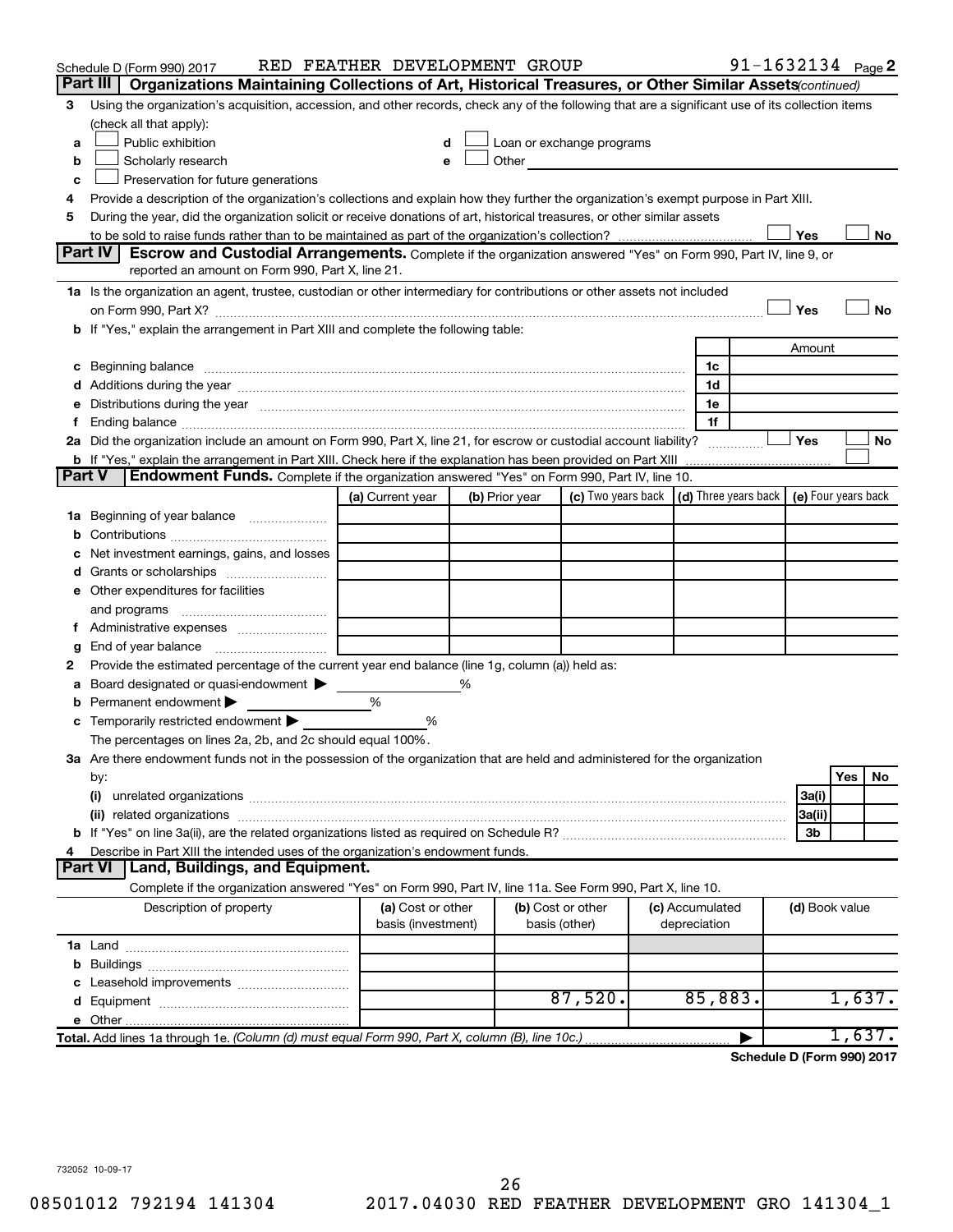Schedule D (Form 990) 2017 RED FEATHER DEVELOPMENT GROUP 91-1632134 Page 2

## Part III Organizations Maintaining Collections of Art, Historical Treasures, or Other Similar Assets *(continued)*

3 Using the organization's acquisition, accession, and other records, check any of the following that are a significant use of its collection items (check all that apply):

a ☐ Public exhibition
b ☐ Scholarly research
c ☐ Preservation for future generations
d ☐ Loan or exchange programs
e ☐ Other

4 Provide a description of the organization's collections and explain how they further the organization's exempt purpose in Part XIII.

5 During the year, did the organization solicit or receive donations of art, historical treasures, or other similar assets to be sold to raise funds rather than to be maintained as part of the organization's collection? ☐ Yes ☐ No

## Part IV Escrow and Custodial Arrangements.

Complete if the organization answered "Yes" on Form 990, Part IV, line 9, or reported an amount on Form 990, Part X, line 21.

1a Is the organization an agent, trustee, custodian or other intermediary for contributions or other assets not included on Form 990, Part X? ☐ Yes ☐ No

b If "Yes," explain the arrangement in Part XIII and complete the following table:

| | | Amount |
|---|---|---|
| c Beginning balance | 1c | |
| d Additions during the year | 1d | |
| e Distributions during the year | 1e | |
| f Ending balance | 1f | |

2a Did the organization include an amount on Form 990, Part X, line 21, for escrow or custodial account liability? ☐ Yes ☐ No

b If "Yes," explain the arrangement in Part XIII. Check here if the explanation has been provided on Part XIII ☐

## Part V Endowment Funds.

Complete if the organization answered "Yes" on Form 990, Part IV, line 10.

| | (a) Current year | (b) Prior year | (c) Two years back | (d) Three years back | (e) Four years back |
|---|---|---|---|---|---|
| 1a Beginning of year balance | | | | | |
| b Contributions | | | | | |
| c Net investment earnings, gains, and losses | | | | | |
| d Grants or scholarships | | | | | |
| e Other expenditures for facilities and programs | | | | | |
| f Administrative expenses | | | | | |
| g End of year balance | | | | | |

2 Provide the estimated percentage of the current year end balance (line 1g, column (a)) held as:

a Board designated or quasi-endowment ▶ %
b Permanent endowment ▶ %
c Temporarily restricted endowment ▶ %

The percentages on lines 2a, 2b, and 2c should equal 100%.

3a Are there endowment funds not in the possession of the organization that are held and administered for the organization by:

| | | Yes | No |
|---|---|---|---|
| (i) unrelated organizations | 3a(i) | | |
| (ii) related organizations | 3a(ii) | | |
| b If "Yes" on line 3a(ii), are the related organizations listed as required on Schedule R? | 3b | | |

4 Describe in Part XIII the intended uses of the organization's endowment funds.

## Part VI Land, Buildings, and Equipment.

Complete if the organization answered "Yes" on Form 990, Part IV, line 11a. See Form 990, Part X, line 10.

| Description of property | (a) Cost or other basis (investment) | (b) Cost or other basis (other) | (c) Accumulated depreciation | (d) Book value |
|---|---|---|---|---|
| 1a Land | | | | |
| b Buildings | | | | |
| c Leasehold improvements | | | | |
| d Equipment | | 87,520. | 85,883. | 1,637. |
| e Other | | | | |
| **Total.** Add lines 1a through 1e. *(Column (d) must equal Form 990, Part X, column (B), line 10c.)* | | | | 1,637. |

**Schedule D (Form 990) 2017**

732052 10-09-17

08501012 792194 141304 2017.04030 RED FEATHER DEVELOPMENT GRO 141304_1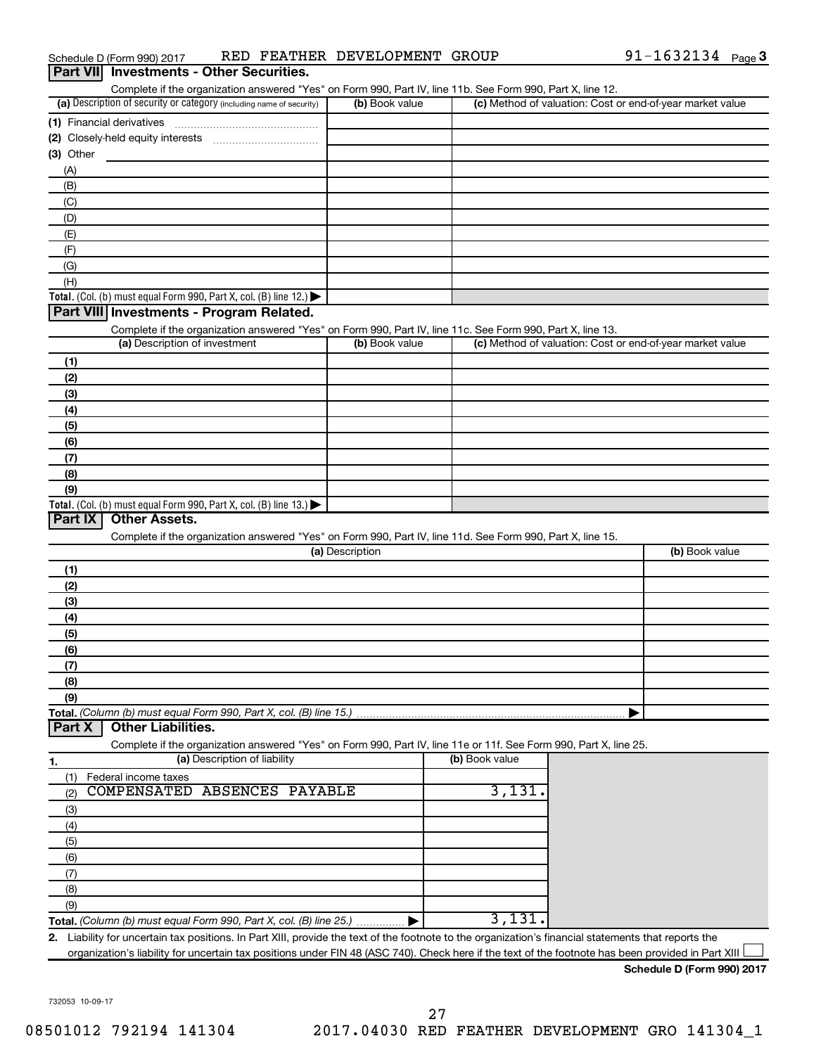Schedule D (Form 990) 2017 RED FEATHER DEVELOPMENT GROUP 91-1632134 Page 3

## Part VII Investments - Other Securities.

Complete if the organization answered "Yes" on Form 990, Part IV, line 11b. See Form 990, Part X, line 12.

| (a) Description of security or category (including name of security) | (b) Book value | (c) Method of valuation: Cost or end-of-year market value |
|---|---|---|
| (1) Financial derivatives | | |
| (2) Closely-held equity interests | | |
| (3) Other | | |
| (A) | | |
| (B) | | |
| (C) | | |
| (D) | | |
| (E) | | |
| (F) | | |
| (G) | | |
| (H) | | |
| **Total.** (Col. (b) must equal Form 990, Part X, col. (B) line 12.) ▶ | | |

## Part VIII Investments - Program Related.

Complete if the organization answered "Yes" on Form 990, Part IV, line 11c. See Form 990, Part X, line 13.

| (a) Description of investment | (b) Book value | (c) Method of valuation: Cost or end-of-year market value |
|---|---|---|
| (1) | | |
| (2) | | |
| (3) | | |
| (4) | | |
| (5) | | |
| (6) | | |
| (7) | | |
| (8) | | |
| (9) | | |
| **Total.** (Col. (b) must equal Form 990, Part X, col. (B) line 13.) ▶ | | |

## Part IX Other Assets.

Complete if the organization answered "Yes" on Form 990, Part IV, line 11d. See Form 990, Part X, line 15.

| (a) Description | (b) Book value |
|---|---|
| (1) | |
| (2) | |
| (3) | |
| (4) | |
| (5) | |
| (6) | |
| (7) | |
| (8) | |
| (9) | |
| **Total.** *(Column (b) must equal Form 990, Part X, col. (B) line 15.)* ▶ | |

## Part X Other Liabilities.

Complete if the organization answered "Yes" on Form 990, Part IV, line 11e or 11f. See Form 990, Part X, line 25.

| 1. (a) Description of liability | (b) Book value |
|---|---|
| (1) Federal income taxes | |
| (2) COMPENSATED ABSENCES PAYABLE | 3,131. |
| (3) | |
| (4) | |
| (5) | |
| (6) | |
| (7) | |
| (8) | |
| (9) | |
| **Total.** *(Column (b) must equal Form 990, Part X, col. (B) line 25.)* ▶ | 3,131. |

**2.** Liability for uncertain tax positions. In Part XIII, provide the text of the footnote to the organization's financial statements that reports the organization's liability for uncertain tax positions under FIN 48 (ASC 740). Check here if the text of the footnote has been provided in Part XIII ☐

**Schedule D (Form 990) 2017**

732053 10-09-17

08501012 792194 141304 2017.04030 RED FEATHER DEVELOPMENT GRO 141304_1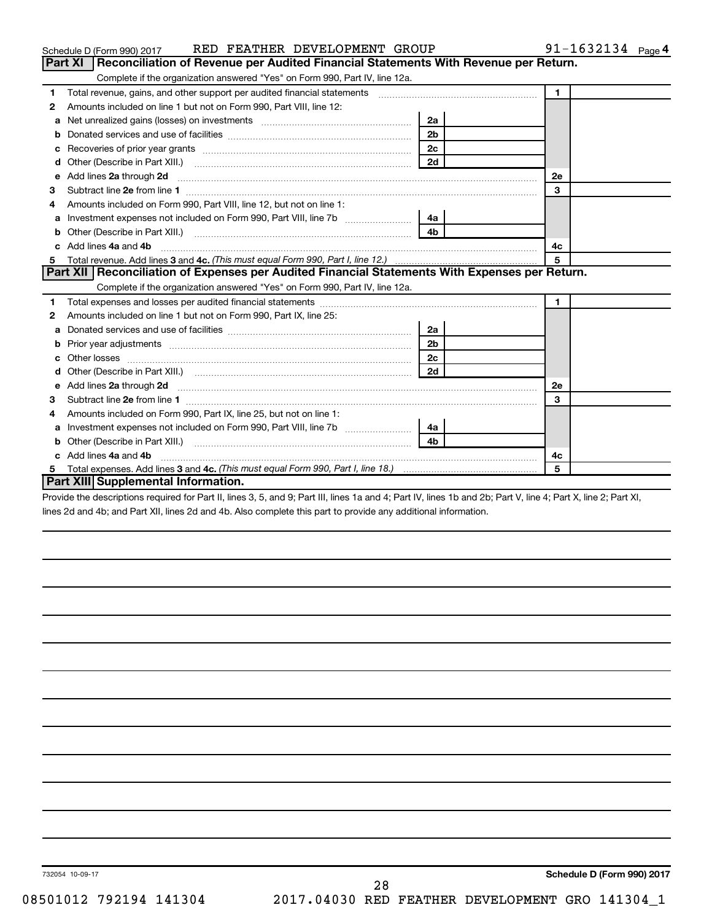Schedule D (Form 990) 2017 RED FEATHER DEVELOPMENT GROUP 91-1632134 Page 4

## Part XI Reconciliation of Revenue per Audited Financial Statements With Revenue per Return.

Complete if the organization answered "Yes" on Form 990, Part IV, line 12a.

| | | | | | |
|---|---|---|---|---|---|
| 1 | Total revenue, gains, and other support per audited financial statements | | | 1 | |
| 2 | Amounts included on line 1 but not on Form 990, Part VIII, line 12: | | | | |
| a | Net unrealized gains (losses) on investments | 2a | | | |
| b | Donated services and use of facilities | 2b | | | |
| c | Recoveries of prior year grants | 2c | | | |
| d | Other (Describe in Part XIII.) | 2d | | | |
| e | Add lines **2a** through **2d** | | | 2e | |
| 3 | Subtract line **2e** from line **1** | | | 3 | |
| 4 | Amounts included on Form 990, Part VIII, line 12, but not on line 1: | | | | |
| a | Investment expenses not included on Form 990, Part VIII, line 7b | 4a | | | |
| b | Other (Describe in Part XIII.) | 4b | | | |
| c | Add lines **4a** and **4b** | | | 4c | |
| 5 | Total revenue. Add lines **3** and **4c.** *(This must equal Form 990, Part I, line 12.)* | | | 5 | |

## Part XII Reconciliation of Expenses per Audited Financial Statements With Expenses per Return.

Complete if the organization answered "Yes" on Form 990, Part IV, line 12a.

| | | | | | |
|---|---|---|---|---|---|
| 1 | Total expenses and losses per audited financial statements | | | 1 | |
| 2 | Amounts included on line 1 but not on Form 990, Part IX, line 25: | | | | |
| a | Donated services and use of facilities | 2a | | | |
| b | Prior year adjustments | 2b | | | |
| c | Other losses | 2c | | | |
| d | Other (Describe in Part XIII.) | 2d | | | |
| e | Add lines **2a** through **2d** | | | 2e | |
| 3 | Subtract line **2e** from line **1** | | | 3 | |
| 4 | Amounts included on Form 990, Part IX, line 25, but not on line 1: | | | | |
| a | Investment expenses not included on Form 990, Part VIII, line 7b | 4a | | | |
| b | Other (Describe in Part XIII.) | 4b | | | |
| c | Add lines **4a** and **4b** | | | 4c | |
| 5 | Total expenses. Add lines **3** and **4c.** *(This must equal Form 990, Part I, line 18.)* | | | 5 | |

## Part XIII Supplemental Information.

Provide the descriptions required for Part II, lines 3, 5, and 9; Part III, lines 1a and 4; Part IV, lines 1b and 2b; Part V, line 4; Part X, line 2; Part XI, lines 2d and 4b; and Part XII, lines 2d and 4b. Also complete this part to provide any additional information.

732054 10-09-17 **Schedule D (Form 990) 2017**

08501012 792194 141304 2017.04030 RED FEATHER DEVELOPMENT GRO 141304_1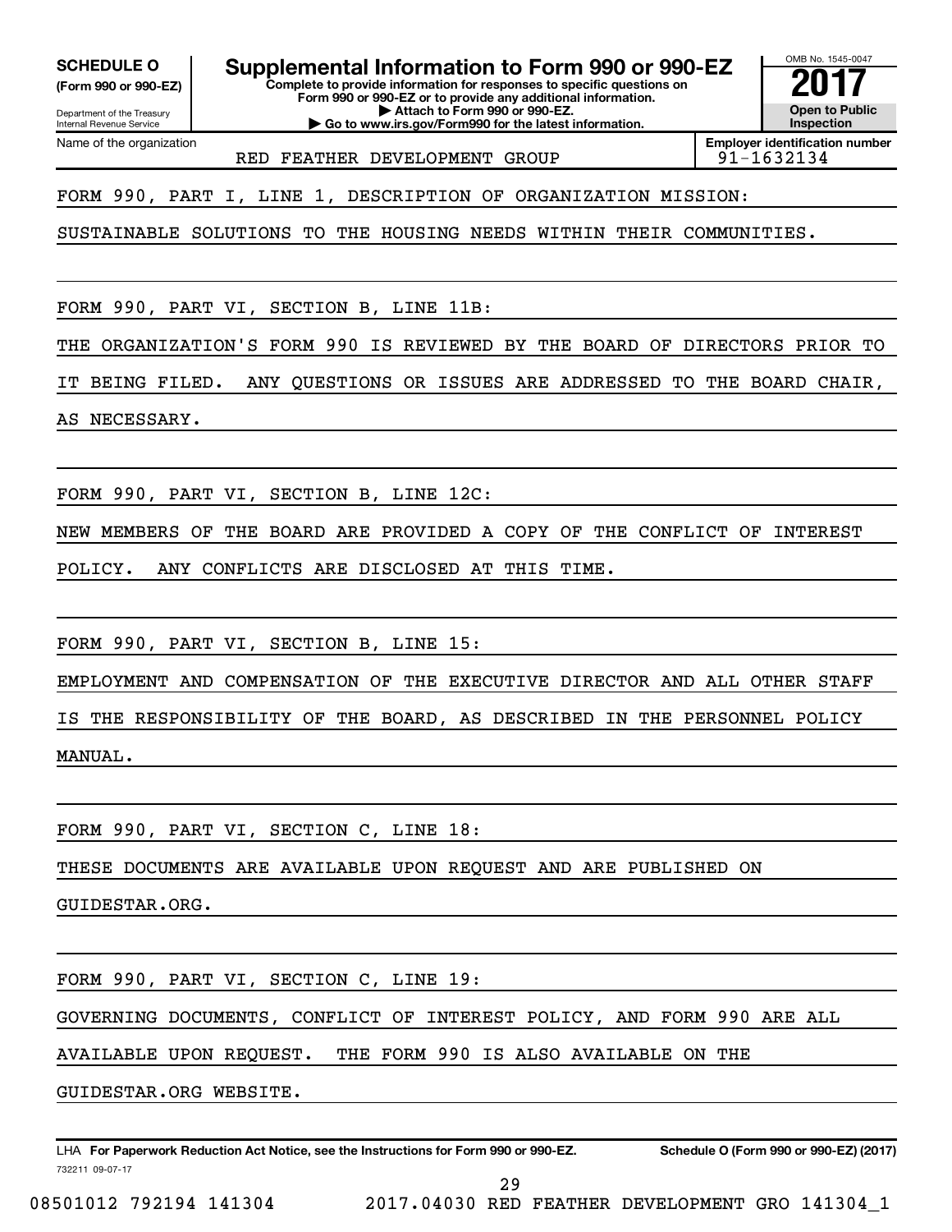**SCHEDULE O** (Form 990 or 990-EZ)

Department of the Treasury
Internal Revenue Service

# Supplemental Information to Form 990 or 990-EZ

**Complete to provide information for responses to specific questions on Form 990 or 990-EZ or to provide any additional information.**
**▶ Attach to Form 990 or 990-EZ.**
**▶ Go to www.irs.gov/Form990 for the latest information.**

OMB No. 1545-0047

**2017**

**Open to Public Inspection**

Name of the organization: RED FEATHER DEVELOPMENT GROUP

**Employer identification number**: 91-1632134

FORM 990, PART I, LINE 1, DESCRIPTION OF ORGANIZATION MISSION:

SUSTAINABLE SOLUTIONS TO THE HOUSING NEEDS WITHIN THEIR COMMUNITIES.

FORM 990, PART VI, SECTION B, LINE 11B:

THE ORGANIZATION'S FORM 990 IS REVIEWED BY THE BOARD OF DIRECTORS PRIOR TO IT BEING FILED. ANY QUESTIONS OR ISSUES ARE ADDRESSED TO THE BOARD CHAIR, AS NECESSARY.

FORM 990, PART VI, SECTION B, LINE 12C:

NEW MEMBERS OF THE BOARD ARE PROVIDED A COPY OF THE CONFLICT OF INTEREST POLICY. ANY CONFLICTS ARE DISCLOSED AT THIS TIME.

FORM 990, PART VI, SECTION B, LINE 15:

EMPLOYMENT AND COMPENSATION OF THE EXECUTIVE DIRECTOR AND ALL OTHER STAFF IS THE RESPONSIBILITY OF THE BOARD, AS DESCRIBED IN THE PERSONNEL POLICY MANUAL.

FORM 990, PART VI, SECTION C, LINE 18:

THESE DOCUMENTS ARE AVAILABLE UPON REQUEST AND ARE PUBLISHED ON GUIDESTAR.ORG.

FORM 990, PART VI, SECTION C, LINE 19:

GOVERNING DOCUMENTS, CONFLICT OF INTEREST POLICY, AND FORM 990 ARE ALL AVAILABLE UPON REQUEST. THE FORM 990 IS ALSO AVAILABLE ON THE GUIDESTAR.ORG WEBSITE.

LHA **For Paperwork Reduction Act Notice, see the Instructions for Form 990 or 990-EZ.** **Schedule O (Form 990 or 990-EZ) (2017)**

732211 09-07-17

08501012 792194 141304 2017.04030 RED FEATHER DEVELOPMENT GRO 141304_1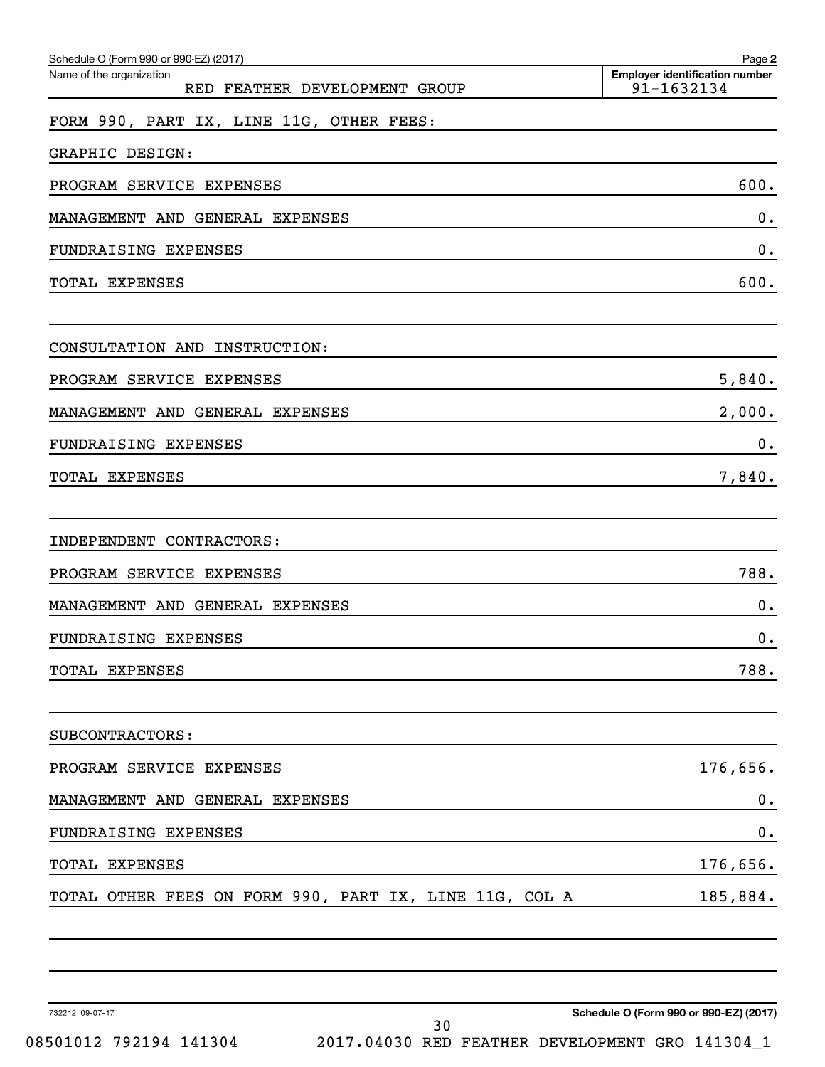Schedule O (Form 990 or 990-EZ) (2017) Page **2**

| Name of the organization | Employer identification number |
|---|---|
| RED FEATHER DEVELOPMENT GROUP | 91-1632134 |

FORM 990, PART IX, LINE 11G, OTHER FEES:

| | |
|---|---|
| GRAPHIC DESIGN: | |
| PROGRAM SERVICE EXPENSES | 600. |
| MANAGEMENT AND GENERAL EXPENSES | 0. |
| FUNDRAISING EXPENSES | 0. |
| TOTAL EXPENSES | 600. |
| | |
| CONSULTATION AND INSTRUCTION: | |
| PROGRAM SERVICE EXPENSES | 5,840. |
| MANAGEMENT AND GENERAL EXPENSES | 2,000. |
| FUNDRAISING EXPENSES | 0. |
| TOTAL EXPENSES | 7,840. |
| | |
| INDEPENDENT CONTRACTORS: | |
| PROGRAM SERVICE EXPENSES | 788. |
| MANAGEMENT AND GENERAL EXPENSES | 0. |
| FUNDRAISING EXPENSES | 0. |
| TOTAL EXPENSES | 788. |
| | |
| SUBCONTRACTORS: | |
| PROGRAM SERVICE EXPENSES | 176,656. |
| MANAGEMENT AND GENERAL EXPENSES | 0. |
| FUNDRAISING EXPENSES | 0. |
| TOTAL EXPENSES | 176,656. |
| TOTAL OTHER FEES ON FORM 990, PART IX, LINE 11G, COL A | 185,884. |

732212 09-07-17 **Schedule O (Form 990 or 990-EZ) (2017)**

08501012 792194 141304 2017.04030 RED FEATHER DEVELOPMENT GRO 141304_1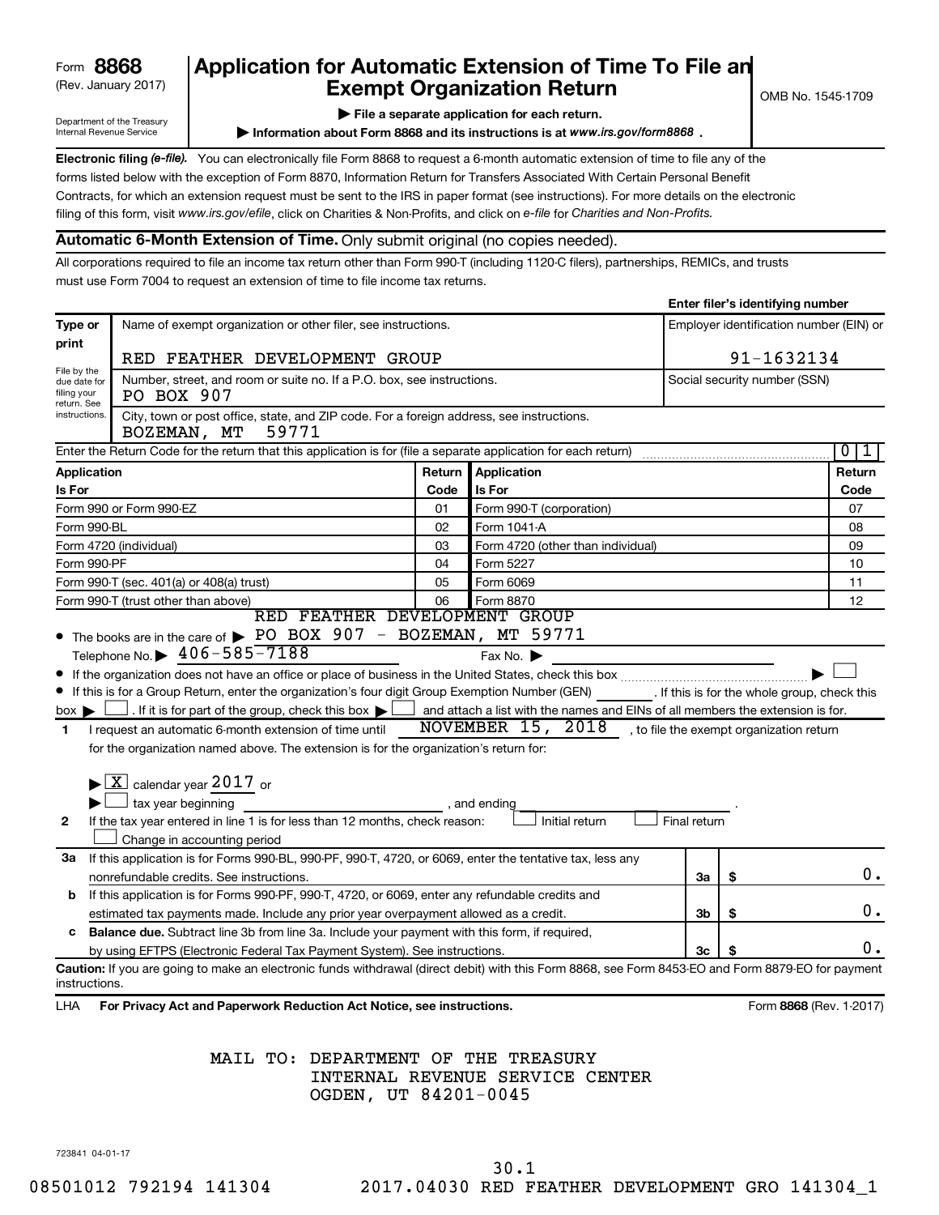Form **8868** (Rev. January 2017)

Department of the Treasury
Internal Revenue Service

# Application for Automatic Extension of Time To File an Exempt Organization Return

OMB No. 1545-1709

▶ File a separate application for each return.

▶ Information about Form 8868 and its instructions is at *www.irs.gov/form8868* .

**Electronic filing *(e-file).*** You can electronically file Form 8868 to request a 6-month automatic extension of time to file any of the forms listed below with the exception of Form 8870, Information Return for Transfers Associated With Certain Personal Benefit Contracts, for which an extension request must be sent to the IRS in paper format (see instructions). For more details on the electronic filing of this form, visit *www.irs.gov/efile*, click on Charities & Non-Profits, and click on *e-file* for *Charities and Non-Profits.*

**Automatic 6-Month Extension of Time.** Only submit original (no copies needed).

All corporations required to file an income tax return other than Form 990-T (including 1120-C filers), partnerships, REMICs, and trusts must use Form 7004 to request an extension of time to file income tax returns.

**Enter filer's identifying number**

| | | |
|---|---|---|
| **Type or print** | Name of exempt organization or other filer, see instructions.<br>RED FEATHER DEVELOPMENT GROUP | Employer identification number (EIN) or<br>91-1632134 |
| File by the due date for filing your return. See instructions. | Number, street, and room or suite no. If a P.O. box, see instructions.<br>PO BOX 907 | Social security number (SSN) |
| | City, town or post office, state, and ZIP code. For a foreign address, see instructions.<br>BOZEMAN, MT 59771 | |

Enter the Return Code for the return that this application is for (file a separate application for each return) ..... 0 1

| Application Is For | Return Code | Application Is For | Return Code |
|---|---|---|---|
| Form 990 or Form 990-EZ | 01 | Form 990-T (corporation) | 07 |
| Form 990-BL | 02 | Form 1041-A | 08 |
| Form 4720 (individual) | 03 | Form 4720 (other than individual) | 09 |
| Form 990-PF | 04 | Form 5227 | 10 |
| Form 990-T (sec. 401(a) or 408(a) trust) | 05 | Form 6069 | 11 |
| Form 990-T (trust other than above) | 06 | Form 8870 | 12 |

- The books are in the care of ▶ RED FEATHER DEVELOPMENT GROUP PO BOX 907 - BOZEMAN, MT 59771

  Telephone No. ▶ 406-585-7188    Fax No. ▶

- If the organization does not have an office or place of business in the United States, check this box ..... ▶ ☐
- If this is for a Group Return, enter the organization's four digit Group Exemption Number (GEN) ______ . If this is for the whole group, check this box ▶ ☐ . If it is for part of the group, check this box ▶ ☐ and attach a list with the names and EINs of all members the extension is for.

**1** I request an automatic 6-month extension of time until NOVEMBER 15, 2018 , to file the exempt organization return for the organization named above. The extension is for the organization's return for:

▶ ☒ calendar year 2017 or

▶ ☐ tax year beginning ______________ , and ending ______________ .

**2** If the tax year entered in line 1 is for less than 12 months, check reason: ☐ Initial return ☐ Final return

☐ Change in accounting period

| | | | | |
|---|---|---|---|---|
| **3a** | If this application is for Forms 990-BL, 990-PF, 990-T, 4720, or 6069, enter the tentative tax, less any nonrefundable credits. See instructions. | 3a | $ | 0. |
| **b** | If this application is for Forms 990-PF, 990-T, 4720, or 6069, enter any refundable credits and estimated tax payments made. Include any prior year overpayment allowed as a credit. | 3b | $ | 0. |
| **c** | **Balance due.** Subtract line 3b from line 3a. Include your payment with this form, if required, by using EFTPS (Electronic Federal Tax Payment System). See instructions. | 3c | $ | 0. |

**Caution:** If you are going to make an electronic funds withdrawal (direct debit) with this Form 8868, see Form 8453-EO and Form 8879-EO for payment instructions.

LHA **For Privacy Act and Paperwork Reduction Act Notice, see instructions.** Form **8868** (Rev. 1-2017)

MAIL TO: DEPARTMENT OF THE TREASURY
INTERNAL REVENUE SERVICE CENTER
OGDEN, UT 84201-0045

723841 04-01-17

30.1

08501012 792194 141304 2017.04030 RED FEATHER DEVELOPMENT GRO 141304_1